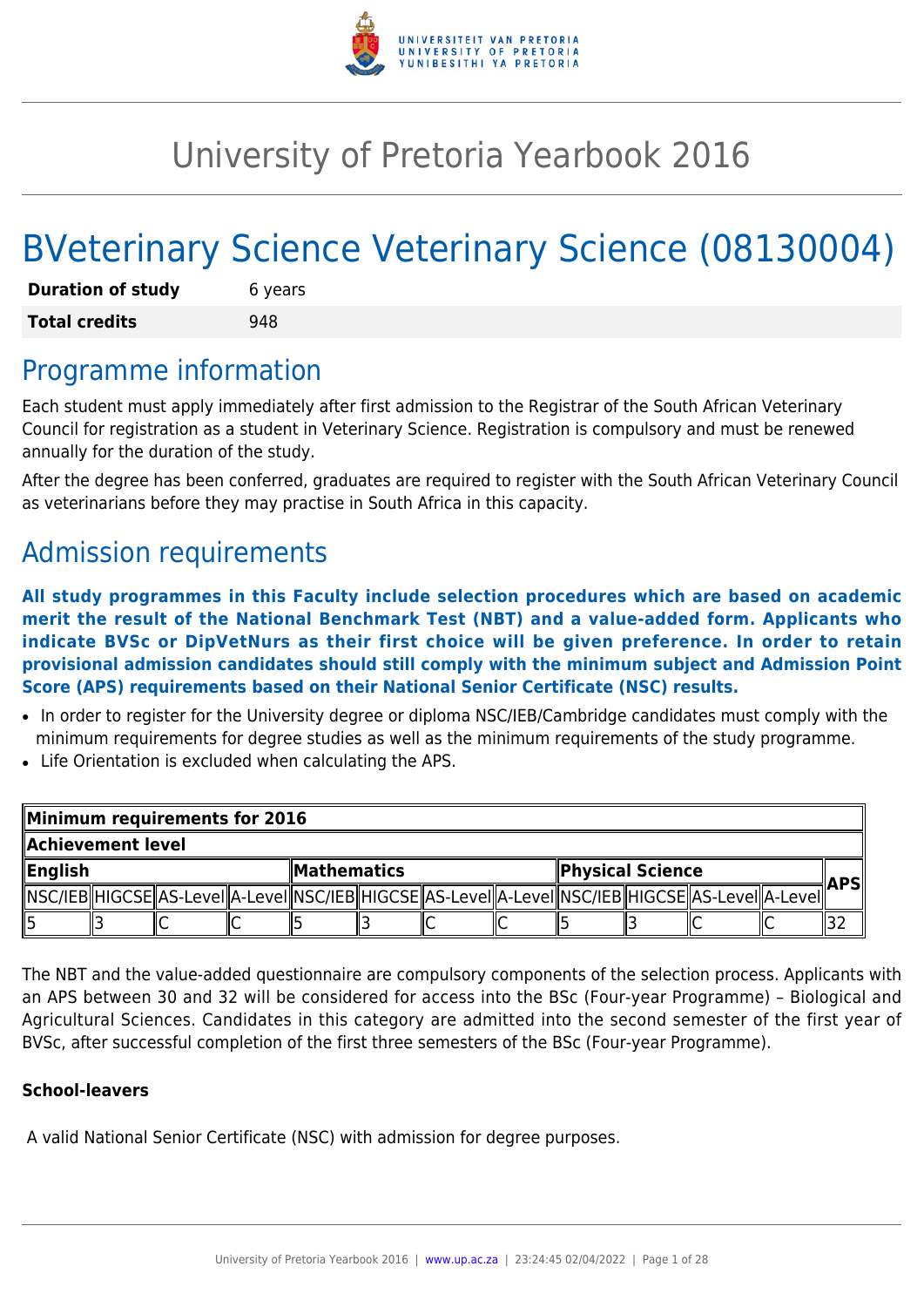# University of Pretoria Yearbook 2016

# BVeterinary Science Veterinary Science (08130004)

| | |
|---|---|
| **Duration of study** | 6 years |
| **Total credits** | 948 |

## Programme information

Each student must apply immediately after first admission to the Registrar of the South African Veterinary Council for registration as a student in Veterinary Science. Registration is compulsory and must be renewed annually for the duration of the study.

After the degree has been conferred, graduates are required to register with the South African Veterinary Council as veterinarians before they may practise in South Africa in this capacity.

## Admission requirements

**All study programmes in this Faculty include selection procedures which are based on academic merit the result of the National Benchmark Test (NBT) and a value-added form. Applicants who indicate BVSc or DipVetNurs as their first choice will be given preference. In order to retain provisional admission candidates should still comply with the minimum subject and Admission Point Score (APS) requirements based on their National Senior Certificate (NSC) results.**

- In order to register for the University degree or diploma NSC/IEB/Cambridge candidates must comply with the minimum requirements for degree studies as well as the minimum requirements of the study programme.
- Life Orientation is excluded when calculating the APS.

| Minimum requirements for 2016 | | | | | | | | | | | | |
|---|---|---|---|---|---|---|---|---|---|---|---|---|
| Achievement level | | | | | | | | | | | | |
| English | | | | Mathematics | | | | Physical Science | | | | APS |
| NSC/IEB | HIGCSE | AS-Level | A-Level | NSC/IEB | HIGCSE | AS-Level | A-Level | NSC/IEB | HIGCSE | AS-Level | A-Level | |
| 5 | 3 | C | C | 5 | 3 | C | C | 5 | 3 | C | C | 32 |

The NBT and the value-added questionnaire are compulsory components of the selection process. Applicants with an APS between 30 and 32 will be considered for access into the BSc (Four-year Programme) – Biological and Agricultural Sciences. Candidates in this category are admitted into the second semester of the first year of BVSc, after successful completion of the first three semesters of the BSc (Four-year Programme).

**School-leavers**

A valid National Senior Certificate (NSC) with admission for degree purposes.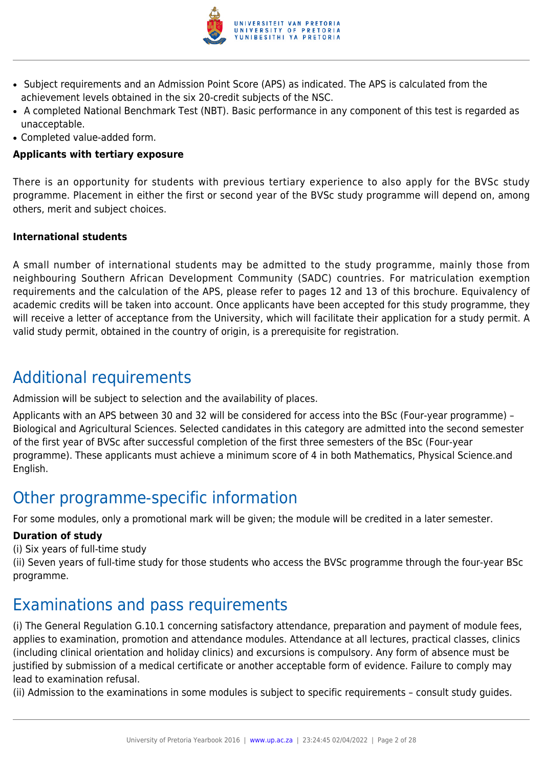- Subject requirements and an Admission Point Score (APS) as indicated. The APS is calculated from the achievement levels obtained in the six 20-credit subjects of the NSC.
- A completed National Benchmark Test (NBT). Basic performance in any component of this test is regarded as unacceptable.
- Completed value-added form.

**Applicants with tertiary exposure**

There is an opportunity for students with previous tertiary experience to also apply for the BVSc study programme. Placement in either the first or second year of the BVSc study programme will depend on, among others, merit and subject choices.

**International students**

A small number of international students may be admitted to the study programme, mainly those from neighbouring Southern African Development Community (SADC) countries. For matriculation exemption requirements and the calculation of the APS, please refer to pages 12 and 13 of this brochure. Equivalency of academic credits will be taken into account. Once applicants have been accepted for this study programme, they will receive a letter of acceptance from the University, which will facilitate their application for a study permit. A valid study permit, obtained in the country of origin, is a prerequisite for registration.

## Additional requirements

Admission will be subject to selection and the availability of places.

Applicants with an APS between 30 and 32 will be considered for access into the BSc (Four-year programme) – Biological and Agricultural Sciences. Selected candidates in this category are admitted into the second semester of the first year of BVSc after successful completion of the first three semesters of the BSc (Four-year programme). These applicants must achieve a minimum score of 4 in both Mathematics, Physical Science.and English.

## Other programme-specific information

For some modules, only a promotional mark will be given; the module will be credited in a later semester.

**Duration of study**

(i) Six years of full-time study

(ii) Seven years of full-time study for those students who access the BVSc programme through the four-year BSc programme.

## Examinations and pass requirements

(i) The General Regulation G.10.1 concerning satisfactory attendance, preparation and payment of module fees, applies to examination, promotion and attendance modules. Attendance at all lectures, practical classes, clinics (including clinical orientation and holiday clinics) and excursions is compulsory. Any form of absence must be justified by submission of a medical certificate or another acceptable form of evidence. Failure to comply may lead to examination refusal.

(ii) Admission to the examinations in some modules is subject to specific requirements – consult study guides.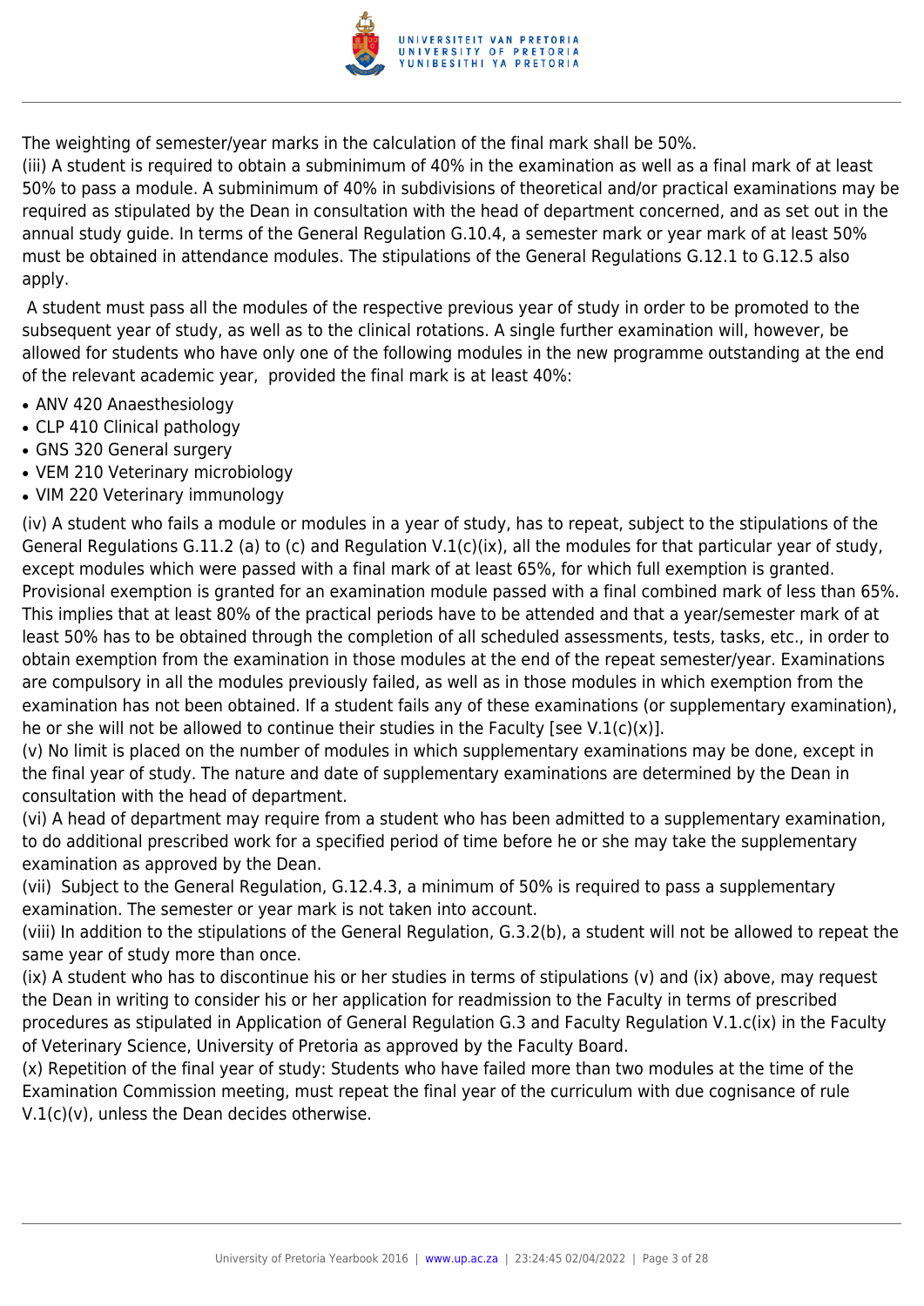The weighting of semester/year marks in the calculation of the final mark shall be 50%.

(iii) A student is required to obtain a subminimum of 40% in the examination as well as a final mark of at least 50% to pass a module. A subminimum of 40% in subdivisions of theoretical and/or practical examinations may be required as stipulated by the Dean in consultation with the head of department concerned, and as set out in the annual study guide. In terms of the General Regulation G.10.4, a semester mark or year mark of at least 50% must be obtained in attendance modules. The stipulations of the General Regulations G.12.1 to G.12.5 also apply.

A student must pass all the modules of the respective previous year of study in order to be promoted to the subsequent year of study, as well as to the clinical rotations. A single further examination will, however, be allowed for students who have only one of the following modules in the new programme outstanding at the end of the relevant academic year, provided the final mark is at least 40%:

- ANV 420 Anaesthesiology
- CLP 410 Clinical pathology
- GNS 320 General surgery
- VEM 210 Veterinary microbiology
- VIM 220 Veterinary immunology

(iv) A student who fails a module or modules in a year of study, has to repeat, subject to the stipulations of the General Regulations G.11.2 (a) to (c) and Regulation V.1(c)(ix), all the modules for that particular year of study, except modules which were passed with a final mark of at least 65%, for which full exemption is granted. Provisional exemption is granted for an examination module passed with a final combined mark of less than 65%. This implies that at least 80% of the practical periods have to be attended and that a year/semester mark of at least 50% has to be obtained through the completion of all scheduled assessments, tests, tasks, etc., in order to obtain exemption from the examination in those modules at the end of the repeat semester/year. Examinations are compulsory in all the modules previously failed, as well as in those modules in which exemption from the examination has not been obtained. If a student fails any of these examinations (or supplementary examination), he or she will not be allowed to continue their studies in the Faculty [see V.1(c)(x)].

(v) No limit is placed on the number of modules in which supplementary examinations may be done, except in the final year of study. The nature and date of supplementary examinations are determined by the Dean in consultation with the head of department.

(vi) A head of department may require from a student who has been admitted to a supplementary examination, to do additional prescribed work for a specified period of time before he or she may take the supplementary examination as approved by the Dean.

(vii) Subject to the General Regulation, G.12.4.3, a minimum of 50% is required to pass a supplementary examination. The semester or year mark is not taken into account.

(viii) In addition to the stipulations of the General Regulation, G.3.2(b), a student will not be allowed to repeat the same year of study more than once.

(ix) A student who has to discontinue his or her studies in terms of stipulations (v) and (ix) above, may request the Dean in writing to consider his or her application for readmission to the Faculty in terms of prescribed procedures as stipulated in Application of General Regulation G.3 and Faculty Regulation V.1.c(ix) in the Faculty of Veterinary Science, University of Pretoria as approved by the Faculty Board.

(x) Repetition of the final year of study: Students who have failed more than two modules at the time of the Examination Commission meeting, must repeat the final year of the curriculum with due cognisance of rule V.1(c)(v), unless the Dean decides otherwise.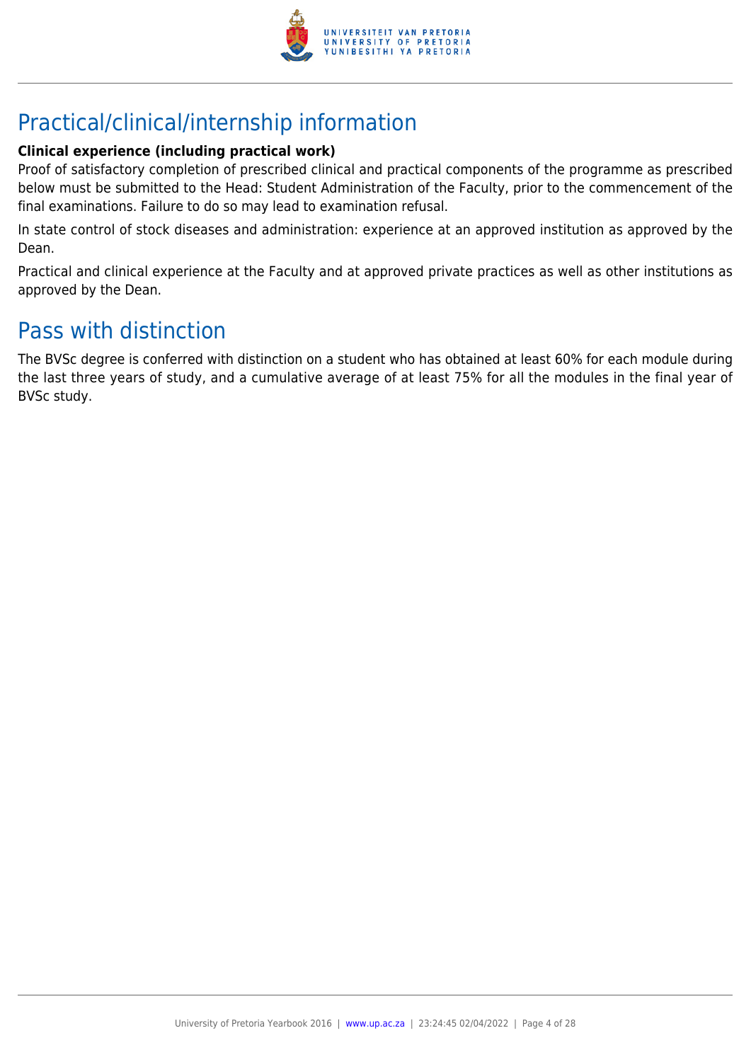## Practical/clinical/internship information

**Clinical experience (including practical work)**

Proof of satisfactory completion of prescribed clinical and practical components of the programme as prescribed below must be submitted to the Head: Student Administration of the Faculty, prior to the commencement of the final examinations. Failure to do so may lead to examination refusal.

In state control of stock diseases and administration: experience at an approved institution as approved by the Dean.

Practical and clinical experience at the Faculty and at approved private practices as well as other institutions as approved by the Dean.

## Pass with distinction

The BVSc degree is conferred with distinction on a student who has obtained at least 60% for each module during the last three years of study, and a cumulative average of at least 75% for all the modules in the final year of BVSc study.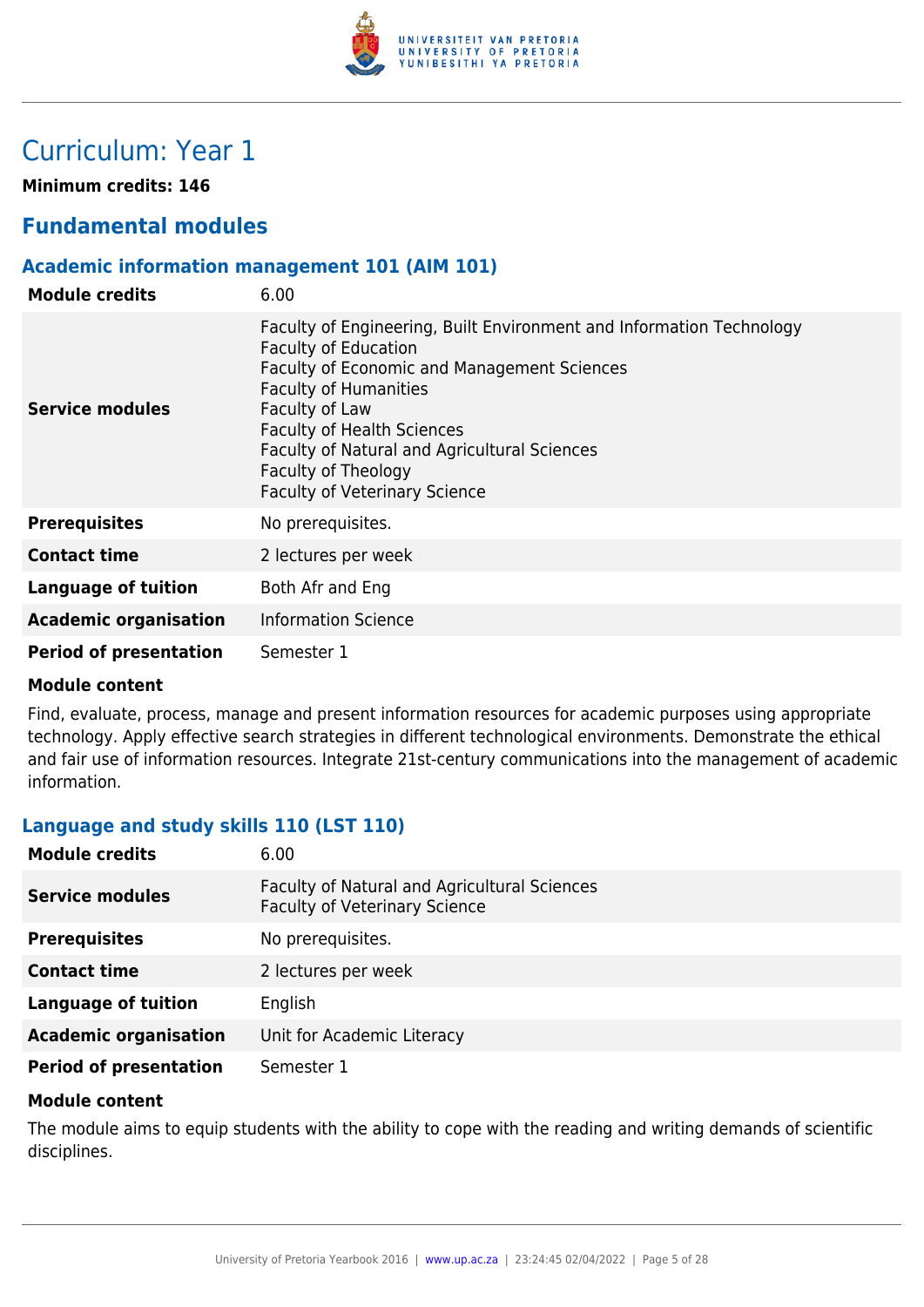# Curriculum: Year 1

**Minimum credits: 146**

## Fundamental modules

### Academic information management 101 (AIM 101)

| | |
|---|---|
| **Module credits** | 6.00 |
| **Service modules** | Faculty of Engineering, Built Environment and Information Technology<br>Faculty of Education<br>Faculty of Economic and Management Sciences<br>Faculty of Humanities<br>Faculty of Law<br>Faculty of Health Sciences<br>Faculty of Natural and Agricultural Sciences<br>Faculty of Theology<br>Faculty of Veterinary Science |
| **Prerequisites** | No prerequisites. |
| **Contact time** | 2 lectures per week |
| **Language of tuition** | Both Afr and Eng |
| **Academic organisation** | Information Science |
| **Period of presentation** | Semester 1 |

**Module content**

Find, evaluate, process, manage and present information resources for academic purposes using appropriate technology. Apply effective search strategies in different technological environments. Demonstrate the ethical and fair use of information resources. Integrate 21st-century communications into the management of academic information.

### Language and study skills 110 (LST 110)

| | |
|---|---|
| **Module credits** | 6.00 |
| **Service modules** | Faculty of Natural and Agricultural Sciences<br>Faculty of Veterinary Science |
| **Prerequisites** | No prerequisites. |
| **Contact time** | 2 lectures per week |
| **Language of tuition** | English |
| **Academic organisation** | Unit for Academic Literacy |
| **Period of presentation** | Semester 1 |

**Module content**

The module aims to equip students with the ability to cope with the reading and writing demands of scientific disciplines.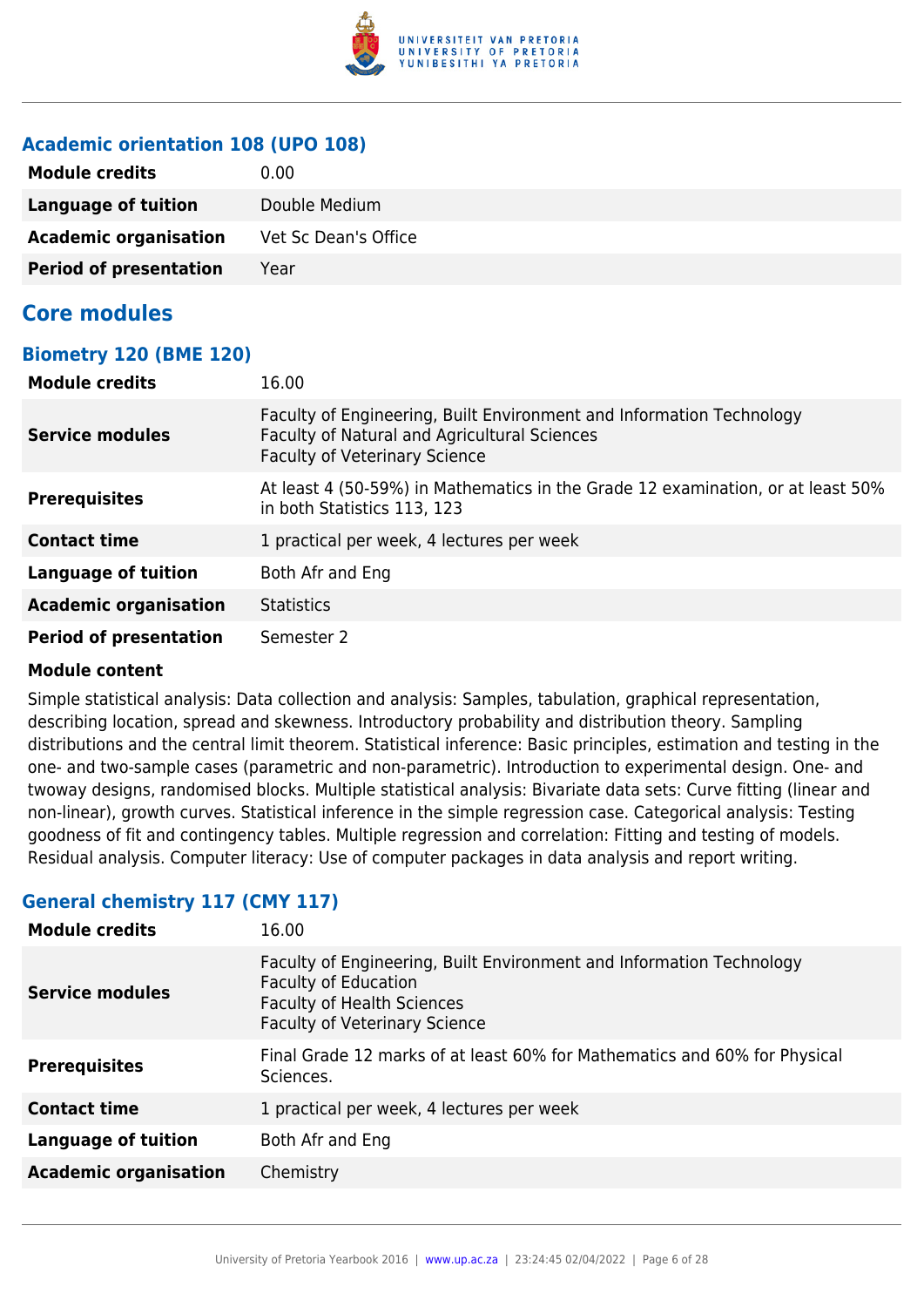### Academic orientation 108 (UPO 108)

| | |
|---|---|
| **Module credits** | 0.00 |
| **Language of tuition** | Double Medium |
| **Academic organisation** | Vet Sc Dean's Office |
| **Period of presentation** | Year |

## Core modules

### Biometry 120 (BME 120)

| | |
|---|---|
| **Module credits** | 16.00 |
| **Service modules** | Faculty of Engineering, Built Environment and Information Technology<br>Faculty of Natural and Agricultural Sciences<br>Faculty of Veterinary Science |
| **Prerequisites** | At least 4 (50-59%) in Mathematics in the Grade 12 examination, or at least 50% in both Statistics 113, 123 |
| **Contact time** | 1 practical per week, 4 lectures per week |
| **Language of tuition** | Both Afr and Eng |
| **Academic organisation** | Statistics |
| **Period of presentation** | Semester 2 |

**Module content**

Simple statistical analysis: Data collection and analysis: Samples, tabulation, graphical representation, describing location, spread and skewness. Introductory probability and distribution theory. Sampling distributions and the central limit theorem. Statistical inference: Basic principles, estimation and testing in the one- and two-sample cases (parametric and non-parametric). Introduction to experimental design. One- and twoway designs, randomised blocks. Multiple statistical analysis: Bivariate data sets: Curve fitting (linear and non-linear), growth curves. Statistical inference in the simple regression case. Categorical analysis: Testing goodness of fit and contingency tables. Multiple regression and correlation: Fitting and testing of models. Residual analysis. Computer literacy: Use of computer packages in data analysis and report writing.

### General chemistry 117 (CMY 117)

| | |
|---|---|
| **Module credits** | 16.00 |
| **Service modules** | Faculty of Engineering, Built Environment and Information Technology<br>Faculty of Education<br>Faculty of Health Sciences<br>Faculty of Veterinary Science |
| **Prerequisites** | Final Grade 12 marks of at least 60% for Mathematics and 60% for Physical Sciences. |
| **Contact time** | 1 practical per week, 4 lectures per week |
| **Language of tuition** | Both Afr and Eng |
| **Academic organisation** | Chemistry |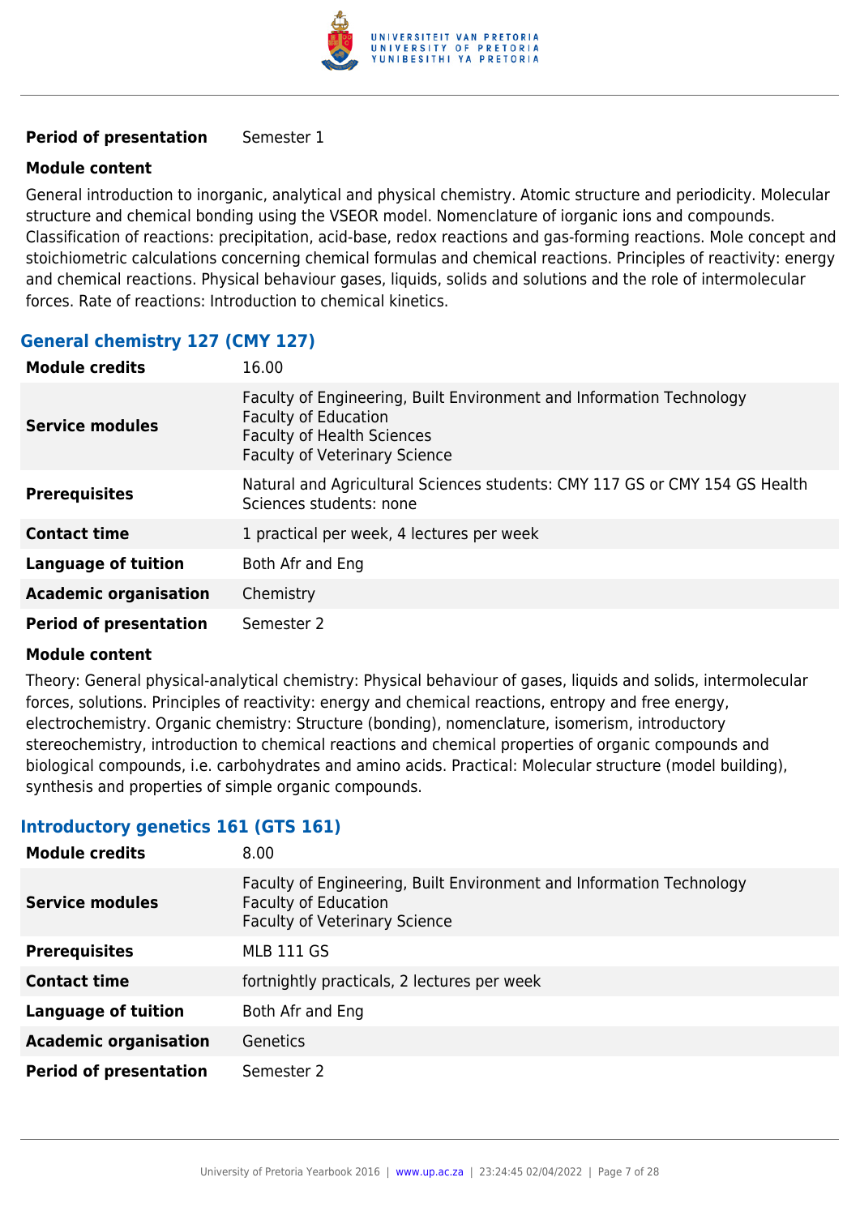| | |
|---|---|
| **Period of presentation** | Semester 1 |

**Module content**

General introduction to inorganic, analytical and physical chemistry. Atomic structure and periodicity. Molecular structure and chemical bonding using the VSEOR model. Nomenclature of iorganic ions and compounds. Classification of reactions: precipitation, acid-base, redox reactions and gas-forming reactions. Mole concept and stoichiometric calculations concerning chemical formulas and chemical reactions. Principles of reactivity: energy and chemical reactions. Physical behaviour gases, liquids, solids and solutions and the role of intermolecular forces. Rate of reactions: Introduction to chemical kinetics.

## General chemistry 127 (CMY 127)

| | |
|---|---|
| **Module credits** | 16.00 |
| **Service modules** | Faculty of Engineering, Built Environment and Information Technology<br>Faculty of Education<br>Faculty of Health Sciences<br>Faculty of Veterinary Science |
| **Prerequisites** | Natural and Agricultural Sciences students: CMY 117 GS or CMY 154 GS Health Sciences students: none |
| **Contact time** | 1 practical per week, 4 lectures per week |
| **Language of tuition** | Both Afr and Eng |
| **Academic organisation** | Chemistry |
| **Period of presentation** | Semester 2 |

**Module content**

Theory: General physical-analytical chemistry: Physical behaviour of gases, liquids and solids, intermolecular forces, solutions. Principles of reactivity: energy and chemical reactions, entropy and free energy, electrochemistry. Organic chemistry: Structure (bonding), nomenclature, isomerism, introductory stereochemistry, introduction to chemical reactions and chemical properties of organic compounds and biological compounds, i.e. carbohydrates and amino acids. Practical: Molecular structure (model building), synthesis and properties of simple organic compounds.

## Introductory genetics 161 (GTS 161)

| | |
|---|---|
| **Module credits** | 8.00 |
| **Service modules** | Faculty of Engineering, Built Environment and Information Technology<br>Faculty of Education<br>Faculty of Veterinary Science |
| **Prerequisites** | MLB 111 GS |
| **Contact time** | fortnightly practicals, 2 lectures per week |
| **Language of tuition** | Both Afr and Eng |
| **Academic organisation** | Genetics |
| **Period of presentation** | Semester 2 |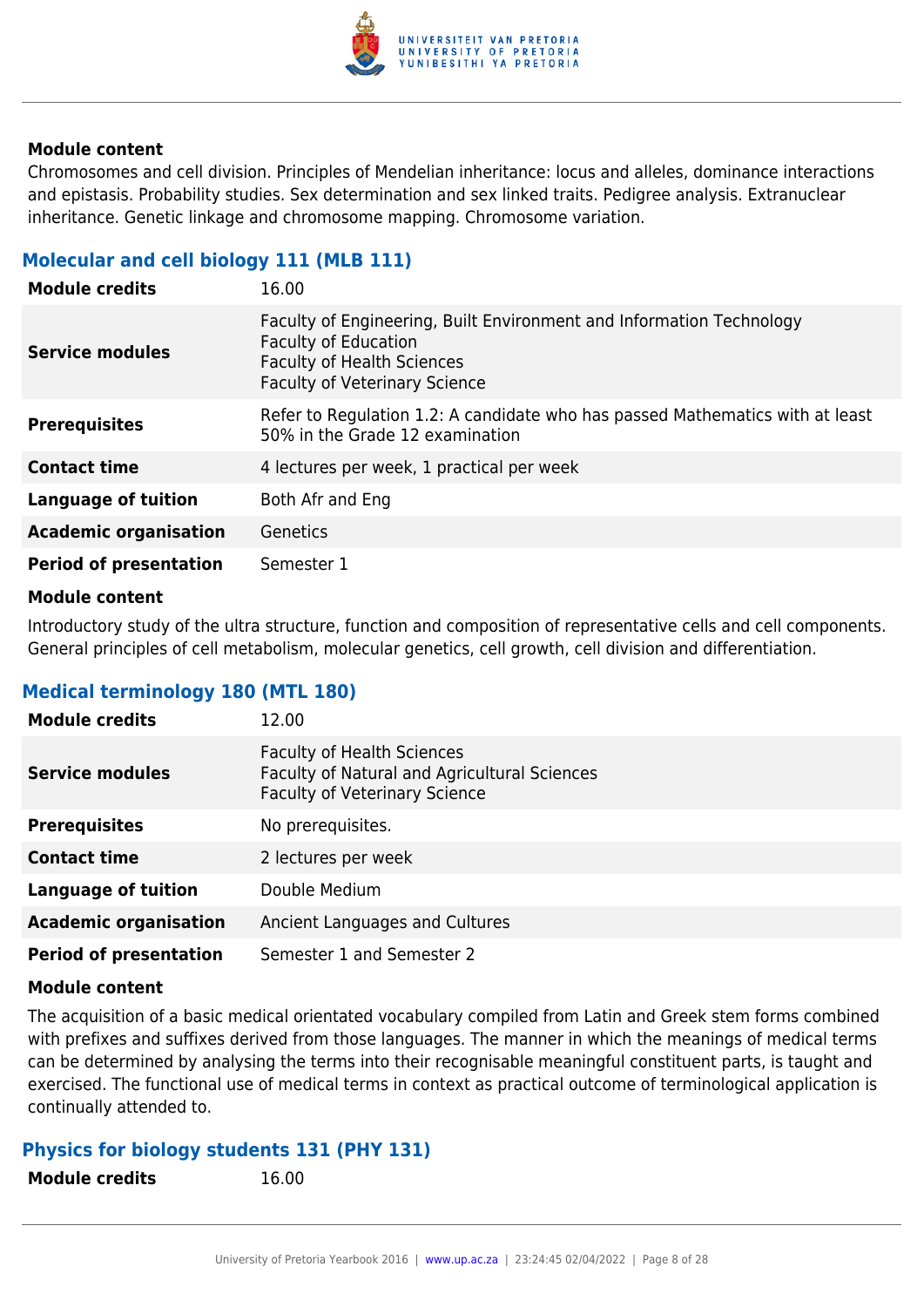#### Module content

Chromosomes and cell division. Principles of Mendelian inheritance: locus and alleles, dominance interactions and epistasis. Probability studies. Sex determination and sex linked traits. Pedigree analysis. Extranuclear inheritance. Genetic linkage and chromosome mapping. Chromosome variation.

### Molecular and cell biology 111 (MLB 111)

| | |
|---|---|
| **Module credits** | 16.00 |
| **Service modules** | Faculty of Engineering, Built Environment and Information Technology<br>Faculty of Education<br>Faculty of Health Sciences<br>Faculty of Veterinary Science |
| **Prerequisites** | Refer to Regulation 1.2: A candidate who has passed Mathematics with at least 50% in the Grade 12 examination |
| **Contact time** | 4 lectures per week, 1 practical per week |
| **Language of tuition** | Both Afr and Eng |
| **Academic organisation** | Genetics |
| **Period of presentation** | Semester 1 |

#### Module content

Introductory study of the ultra structure, function and composition of representative cells and cell components. General principles of cell metabolism, molecular genetics, cell growth, cell division and differentiation.

### Medical terminology 180 (MTL 180)

| | |
|---|---|
| **Module credits** | 12.00 |
| **Service modules** | Faculty of Health Sciences<br>Faculty of Natural and Agricultural Sciences<br>Faculty of Veterinary Science |
| **Prerequisites** | No prerequisites. |
| **Contact time** | 2 lectures per week |
| **Language of tuition** | Double Medium |
| **Academic organisation** | Ancient Languages and Cultures |
| **Period of presentation** | Semester 1 and Semester 2 |

#### Module content

The acquisition of a basic medical orientated vocabulary compiled from Latin and Greek stem forms combined with prefixes and suffixes derived from those languages. The manner in which the meanings of medical terms can be determined by analysing the terms into their recognisable meaningful constituent parts, is taught and exercised. The functional use of medical terms in context as practical outcome of terminological application is continually attended to.

### Physics for biology students 131 (PHY 131)

| | |
|---|---|
| **Module credits** | 16.00 |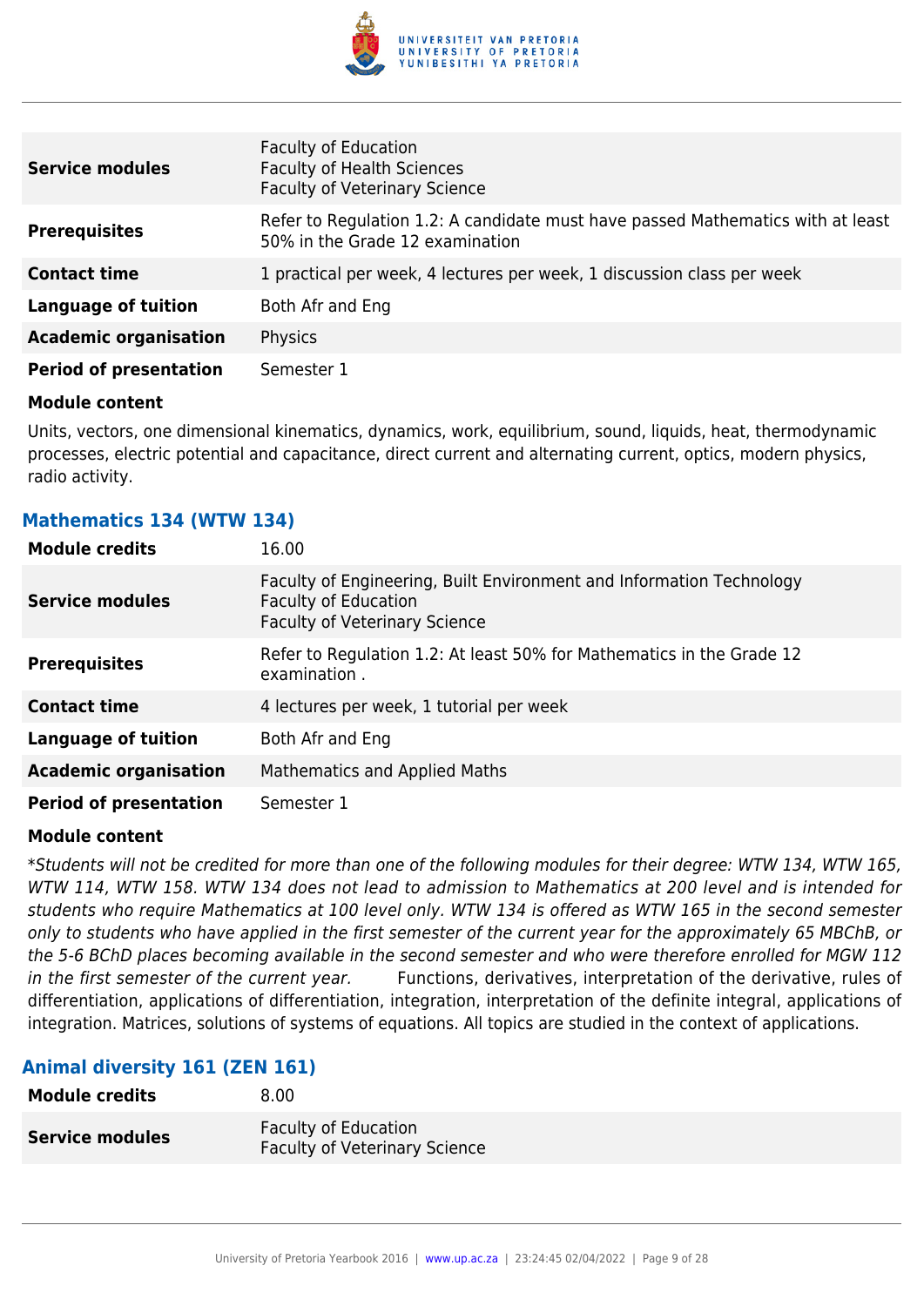| | |
|---|---|
| **Service modules** | Faculty of Education<br>Faculty of Health Sciences<br>Faculty of Veterinary Science |
| **Prerequisites** | Refer to Regulation 1.2: A candidate must have passed Mathematics with at least 50% in the Grade 12 examination |
| **Contact time** | 1 practical per week, 4 lectures per week, 1 discussion class per week |
| **Language of tuition** | Both Afr and Eng |
| **Academic organisation** | Physics |
| **Period of presentation** | Semester 1 |

**Module content**

Units, vectors, one dimensional kinematics, dynamics, work, equilibrium, sound, liquids, heat, thermodynamic processes, electric potential and capacitance, direct current and alternating current, optics, modern physics, radio activity.

### Mathematics 134 (WTW 134)

| | |
|---|---|
| **Module credits** | 16.00 |
| **Service modules** | Faculty of Engineering, Built Environment and Information Technology<br>Faculty of Education<br>Faculty of Veterinary Science |
| **Prerequisites** | Refer to Regulation 1.2: At least 50% for Mathematics in the Grade 12 examination . |
| **Contact time** | 4 lectures per week, 1 tutorial per week |
| **Language of tuition** | Both Afr and Eng |
| **Academic organisation** | Mathematics and Applied Maths |
| **Period of presentation** | Semester 1 |

**Module content**

*\*Students will not be credited for more than one of the following modules for their degree: WTW 134, WTW 165, WTW 114, WTW 158. WTW 134 does not lead to admission to Mathematics at 200 level and is intended for students who require Mathematics at 100 level only. WTW 134 is offered as WTW 165 in the second semester only to students who have applied in the first semester of the current year for the approximately 65 MBChB, or the 5-6 BChD places becoming available in the second semester and who were therefore enrolled for MGW 112 in the first semester of the current year.* Functions, derivatives, interpretation of the derivative, rules of differentiation, applications of differentiation, integration, interpretation of the definite integral, applications of integration. Matrices, solutions of systems of equations. All topics are studied in the context of applications.

### Animal diversity 161 (ZEN 161)

| | |
|---|---|
| **Module credits** | 8.00 |
| **Service modules** | Faculty of Education<br>Faculty of Veterinary Science |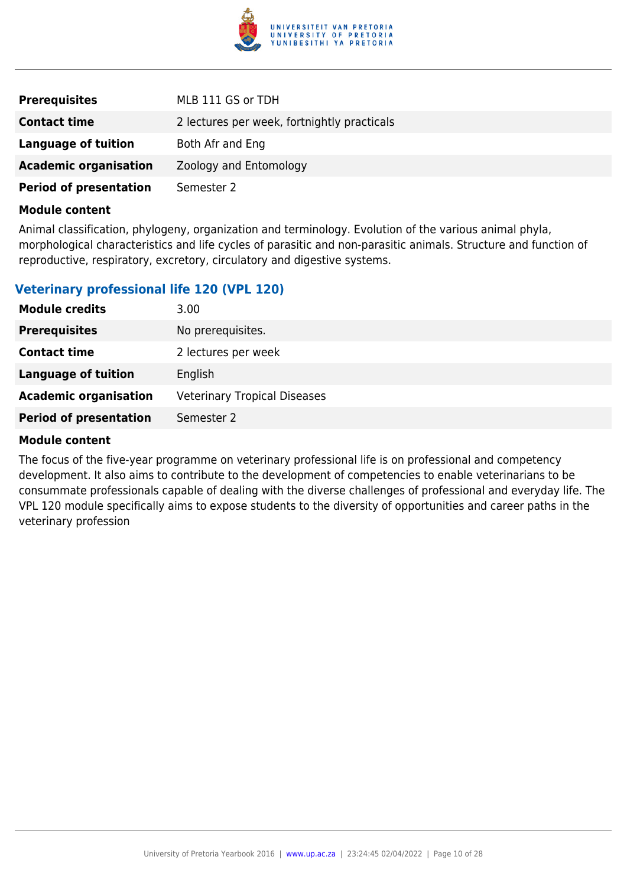| | |
|---|---|
| **Prerequisites** | MLB 111 GS or TDH |
| **Contact time** | 2 lectures per week, fortnightly practicals |
| **Language of tuition** | Both Afr and Eng |
| **Academic organisation** | Zoology and Entomology |
| **Period of presentation** | Semester 2 |

**Module content**

Animal classification, phylogeny, organization and terminology. Evolution of the various animal phyla, morphological characteristics and life cycles of parasitic and non-parasitic animals. Structure and function of reproductive, respiratory, excretory, circulatory and digestive systems.

### Veterinary professional life 120 (VPL 120)

| | |
|---|---|
| **Module credits** | 3.00 |
| **Prerequisites** | No prerequisites. |
| **Contact time** | 2 lectures per week |
| **Language of tuition** | English |
| **Academic organisation** | Veterinary Tropical Diseases |
| **Period of presentation** | Semester 2 |

**Module content**

The focus of the five-year programme on veterinary professional life is on professional and competency development. It also aims to contribute to the development of competencies to enable veterinarians to be consummate professionals capable of dealing with the diverse challenges of professional and everyday life. The VPL 120 module specifically aims to expose students to the diversity of opportunities and career paths in the veterinary profession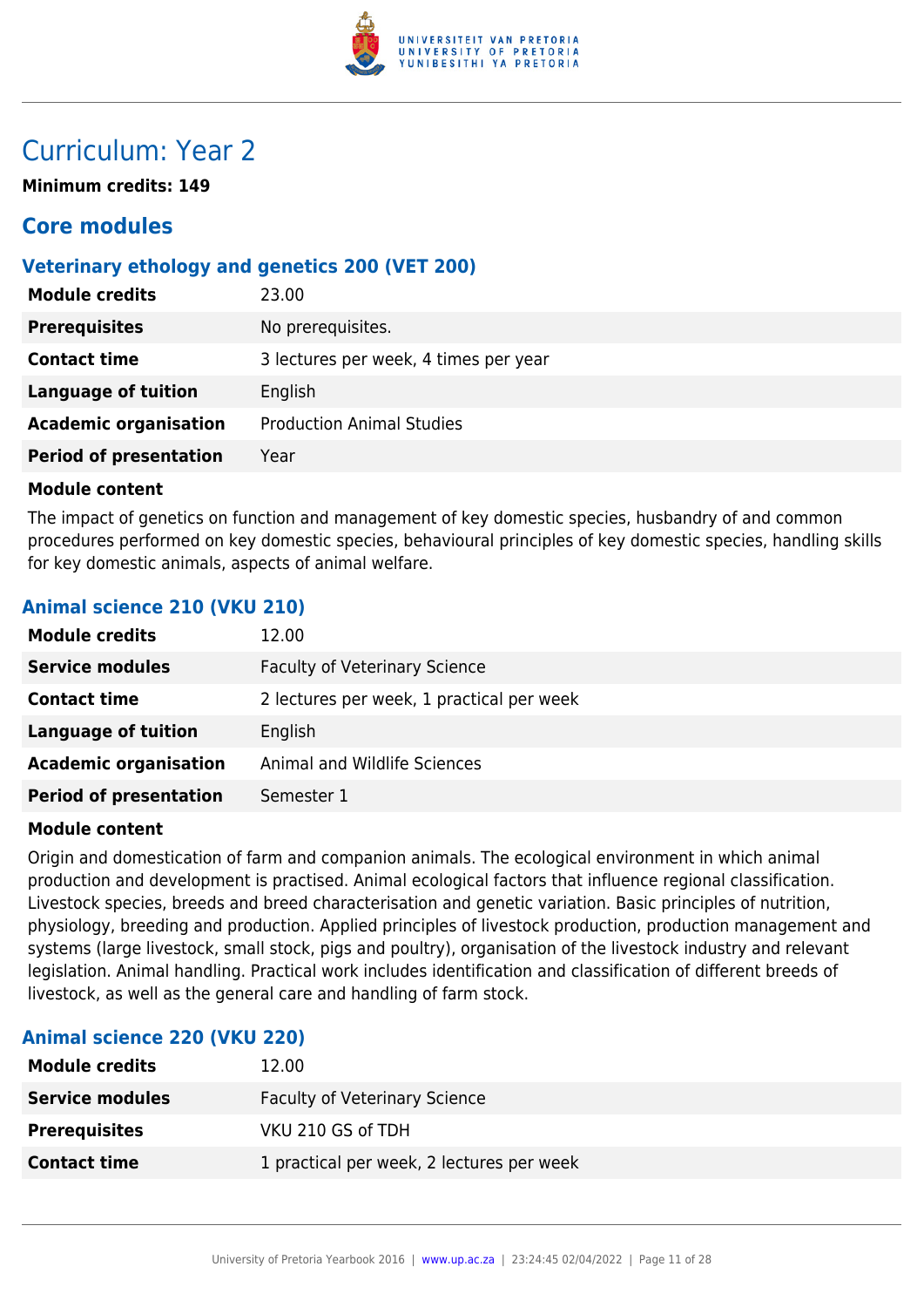# Curriculum: Year 2

**Minimum credits: 149**

## Core modules

### Veterinary ethology and genetics 200 (VET 200)

| | |
|---|---|
| **Module credits** | 23.00 |
| **Prerequisites** | No prerequisites. |
| **Contact time** | 3 lectures per week, 4 times per year |
| **Language of tuition** | English |
| **Academic organisation** | Production Animal Studies |
| **Period of presentation** | Year |

**Module content**

The impact of genetics on function and management of key domestic species, husbandry of and common procedures performed on key domestic species, behavioural principles of key domestic species, handling skills for key domestic animals, aspects of animal welfare.

### Animal science 210 (VKU 210)

| | |
|---|---|
| **Module credits** | 12.00 |
| **Service modules** | Faculty of Veterinary Science |
| **Contact time** | 2 lectures per week, 1 practical per week |
| **Language of tuition** | English |
| **Academic organisation** | Animal and Wildlife Sciences |
| **Period of presentation** | Semester 1 |

**Module content**

Origin and domestication of farm and companion animals. The ecological environment in which animal production and development is practised. Animal ecological factors that influence regional classification. Livestock species, breeds and breed characterisation and genetic variation. Basic principles of nutrition, physiology, breeding and production. Applied principles of livestock production, production management and systems (large livestock, small stock, pigs and poultry), organisation of the livestock industry and relevant legislation. Animal handling. Practical work includes identification and classification of different breeds of livestock, as well as the general care and handling of farm stock.

### Animal science 220 (VKU 220)

| | |
|---|---|
| **Module credits** | 12.00 |
| **Service modules** | Faculty of Veterinary Science |
| **Prerequisites** | VKU 210 GS of TDH |
| **Contact time** | 1 practical per week, 2 lectures per week |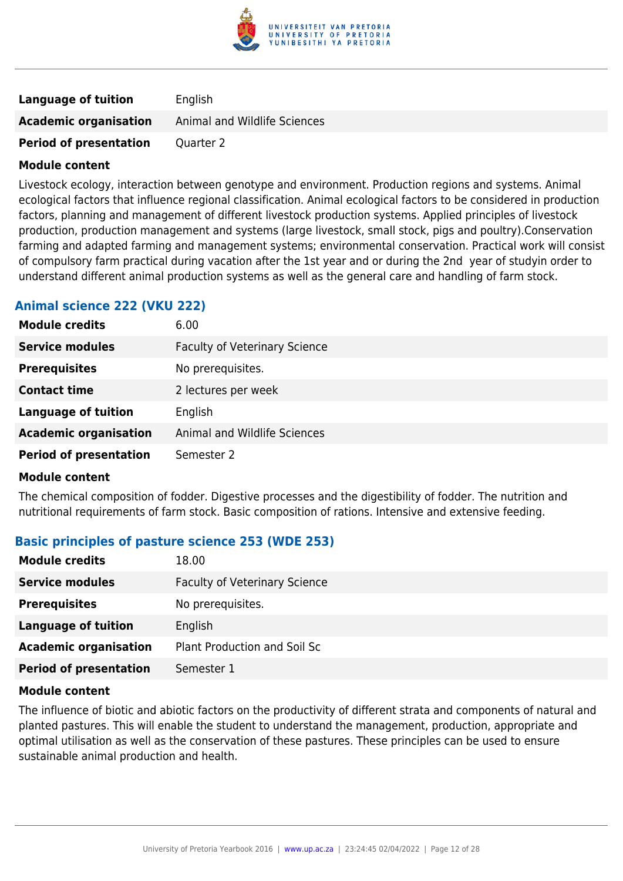| | |
|---|---|
| **Language of tuition** | English |
| **Academic organisation** | Animal and Wildlife Sciences |
| **Period of presentation** | Quarter 2 |

**Module content**

Livestock ecology, interaction between genotype and environment. Production regions and systems. Animal ecological factors that influence regional classification. Animal ecological factors to be considered in production factors, planning and management of different livestock production systems. Applied principles of livestock production, production management and systems (large livestock, small stock, pigs and poultry).Conservation farming and adapted farming and management systems; environmental conservation. Practical work will consist of compulsory farm practical during vacation after the 1st year and or during the 2nd  year of studyin order to understand different animal production systems as well as the general care and handling of farm stock.

### Animal science 222 (VKU 222)

| | |
|---|---|
| **Module credits** | 6.00 |
| **Service modules** | Faculty of Veterinary Science |
| **Prerequisites** | No prerequisites. |
| **Contact time** | 2 lectures per week |
| **Language of tuition** | English |
| **Academic organisation** | Animal and Wildlife Sciences |
| **Period of presentation** | Semester 2 |

**Module content**

The chemical composition of fodder. Digestive processes and the digestibility of fodder. The nutrition and nutritional requirements of farm stock. Basic composition of rations. Intensive and extensive feeding.

### Basic principles of pasture science 253 (WDE 253)

| | |
|---|---|
| **Module credits** | 18.00 |
| **Service modules** | Faculty of Veterinary Science |
| **Prerequisites** | No prerequisites. |
| **Language of tuition** | English |
| **Academic organisation** | Plant Production and Soil Sc |
| **Period of presentation** | Semester 1 |

**Module content**

The influence of biotic and abiotic factors on the productivity of different strata and components of natural and planted pastures. This will enable the student to understand the management, production, appropriate and optimal utilisation as well as the conservation of these pastures. These principles can be used to ensure sustainable animal production and health.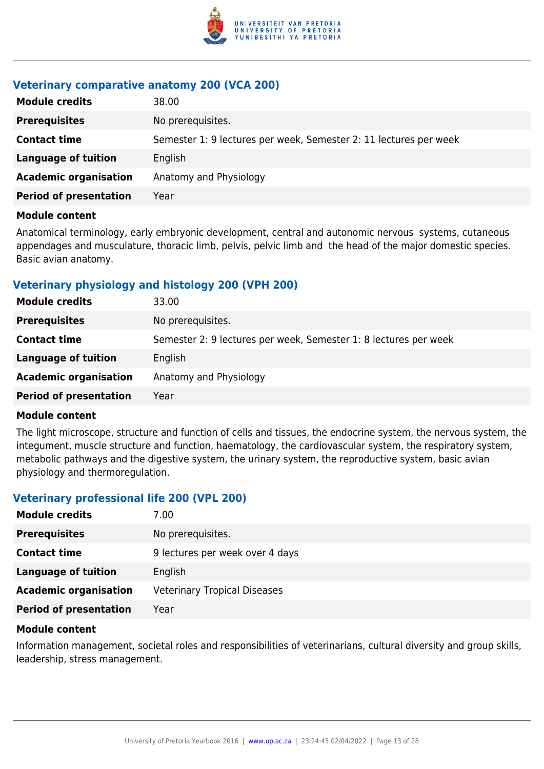### Veterinary comparative anatomy 200 (VCA 200)

| | |
|---|---|
| **Module credits** | 38.00 |
| **Prerequisites** | No prerequisites. |
| **Contact time** | Semester 1: 9 lectures per week, Semester 2: 11 lectures per week |
| **Language of tuition** | English |
| **Academic organisation** | Anatomy and Physiology |
| **Period of presentation** | Year |

**Module content**

Anatomical terminology, early embryonic development, central and autonomic nervous systems, cutaneous appendages and musculature, thoracic limb, pelvis, pelvic limb and the head of the major domestic species. Basic avian anatomy.

### Veterinary physiology and histology 200 (VPH 200)

| | |
|---|---|
| **Module credits** | 33.00 |
| **Prerequisites** | No prerequisites. |
| **Contact time** | Semester 2: 9 lectures per week, Semester 1: 8 lectures per week |
| **Language of tuition** | English |
| **Academic organisation** | Anatomy and Physiology |
| **Period of presentation** | Year |

**Module content**

The light microscope, structure and function of cells and tissues, the endocrine system, the nervous system, the integument, muscle structure and function, haematology, the cardiovascular system, the respiratory system, metabolic pathways and the digestive system, the urinary system, the reproductive system, basic avian physiology and thermoregulation.

### Veterinary professional life 200 (VPL 200)

| | |
|---|---|
| **Module credits** | 7.00 |
| **Prerequisites** | No prerequisites. |
| **Contact time** | 9 lectures per week over 4 days |
| **Language of tuition** | English |
| **Academic organisation** | Veterinary Tropical Diseases |
| **Period of presentation** | Year |

**Module content**

Information management, societal roles and responsibilities of veterinarians, cultural diversity and group skills, leadership, stress management.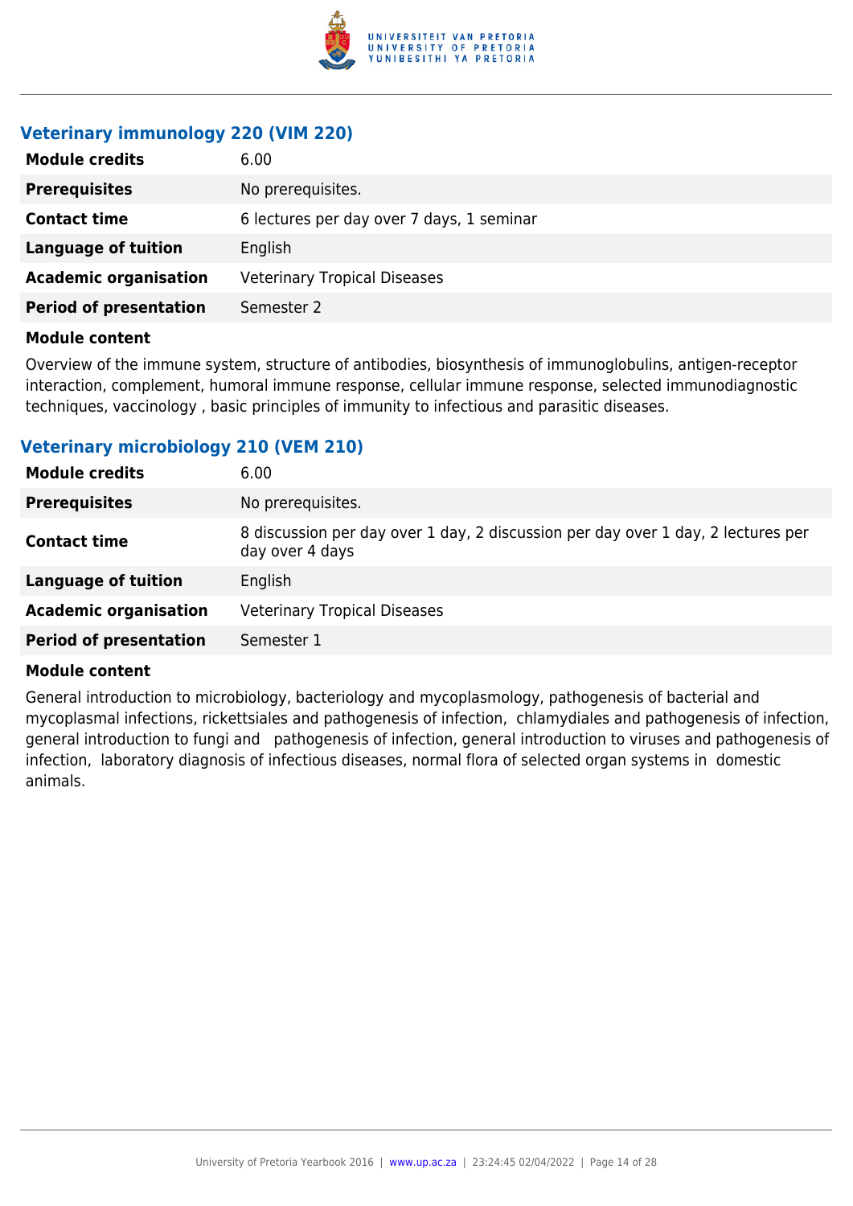### Veterinary immunology 220 (VIM 220)

| | |
|---|---|
| **Module credits** | 6.00 |
| **Prerequisites** | No prerequisites. |
| **Contact time** | 6 lectures per day over 7 days, 1 seminar |
| **Language of tuition** | English |
| **Academic organisation** | Veterinary Tropical Diseases |
| **Period of presentation** | Semester 2 |

**Module content**

Overview of the immune system, structure of antibodies, biosynthesis of immunoglobulins, antigen-receptor interaction, complement, humoral immune response, cellular immune response, selected immunodiagnostic techniques, vaccinology , basic principles of immunity to infectious and parasitic diseases.

### Veterinary microbiology 210 (VEM 210)

| | |
|---|---|
| **Module credits** | 6.00 |
| **Prerequisites** | No prerequisites. |
| **Contact time** | 8 discussion per day over 1 day, 2 discussion per day over 1 day, 2 lectures per day over 4 days |
| **Language of tuition** | English |
| **Academic organisation** | Veterinary Tropical Diseases |
| **Period of presentation** | Semester 1 |

**Module content**

General introduction to microbiology, bacteriology and mycoplasmology, pathogenesis of bacterial and mycoplasmal infections, rickettsiales and pathogenesis of infection, chlamydiales and pathogenesis of infection, general introduction to fungi and pathogenesis of infection, general introduction to viruses and pathogenesis of infection, laboratory diagnosis of infectious diseases, normal flora of selected organ systems in domestic animals.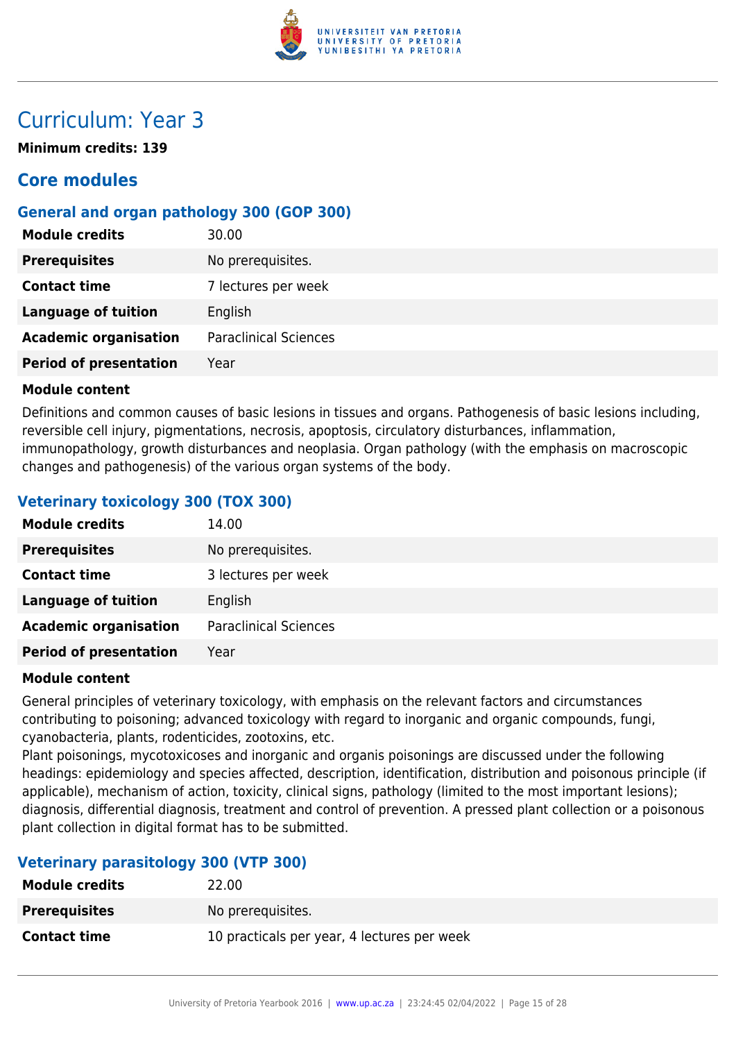# Curriculum: Year 3

**Minimum credits: 139**

## Core modules

### General and organ pathology 300 (GOP 300)

| | |
|---|---|
| **Module credits** | 30.00 |
| **Prerequisites** | No prerequisites. |
| **Contact time** | 7 lectures per week |
| **Language of tuition** | English |
| **Academic organisation** | Paraclinical Sciences |
| **Period of presentation** | Year |

**Module content**

Definitions and common causes of basic lesions in tissues and organs. Pathogenesis of basic lesions including, reversible cell injury, pigmentations, necrosis, apoptosis, circulatory disturbances, inflammation, immunopathology, growth disturbances and neoplasia. Organ pathology (with the emphasis on macroscopic changes and pathogenesis) of the various organ systems of the body.

### Veterinary toxicology 300 (TOX 300)

| | |
|---|---|
| **Module credits** | 14.00 |
| **Prerequisites** | No prerequisites. |
| **Contact time** | 3 lectures per week |
| **Language of tuition** | English |
| **Academic organisation** | Paraclinical Sciences |
| **Period of presentation** | Year |

**Module content**

General principles of veterinary toxicology, with emphasis on the relevant factors and circumstances contributing to poisoning; advanced toxicology with regard to inorganic and organic compounds, fungi, cyanobacteria, plants, rodenticides, zootoxins, etc.
Plant poisonings, mycotoxicoses and inorganic and organis poisonings are discussed under the following headings: epidemiology and species affected, description, identification, distribution and poisonous principle (if applicable), mechanism of action, toxicity, clinical signs, pathology (limited to the most important lesions); diagnosis, differential diagnosis, treatment and control of prevention. A pressed plant collection or a poisonous plant collection in digital format has to be submitted.

### Veterinary parasitology 300 (VTP 300)

| | |
|---|---|
| **Module credits** | 22.00 |
| **Prerequisites** | No prerequisites. |
| **Contact time** | 10 practicals per year, 4 lectures per week |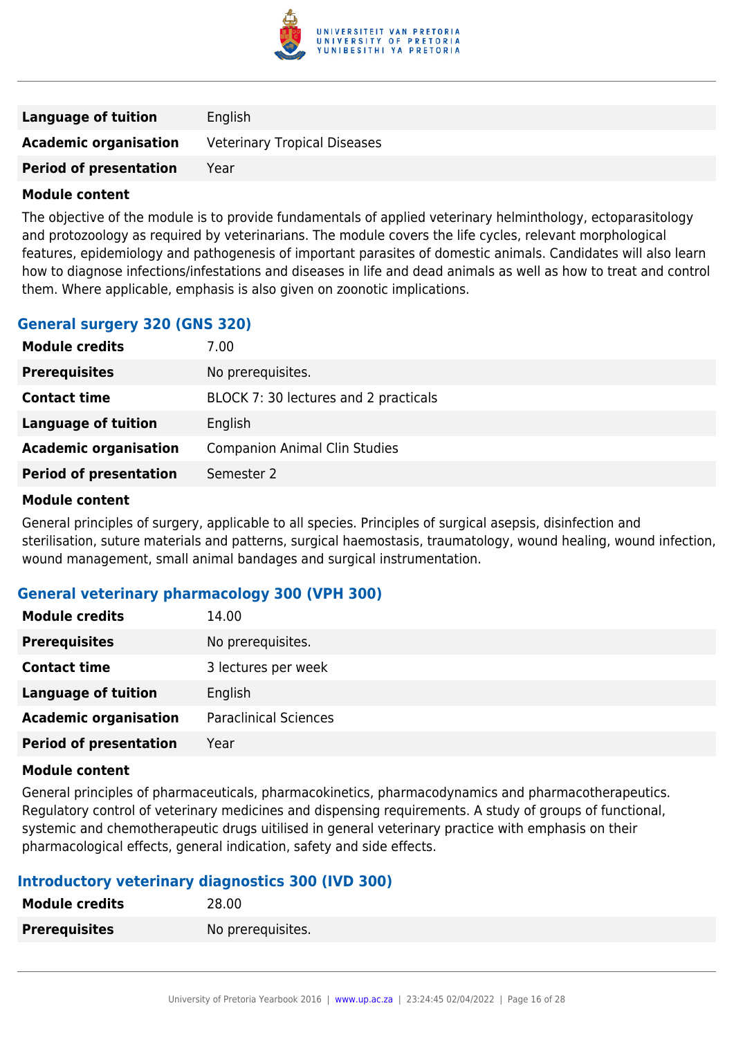| | |
|---|---|
| **Language of tuition** | English |
| **Academic organisation** | Veterinary Tropical Diseases |
| **Period of presentation** | Year |

**Module content**

The objective of the module is to provide fundamentals of applied veterinary helminthology, ectoparasitology and protozoology as required by veterinarians. The module covers the life cycles, relevant morphological features, epidemiology and pathogenesis of important parasites of domestic animals. Candidates will also learn how to diagnose infections/infestations and diseases in life and dead animals as well as how to treat and control them. Where applicable, emphasis is also given on zoonotic implications.

### General surgery 320 (GNS 320)

| | |
|---|---|
| **Module credits** | 7.00 |
| **Prerequisites** | No prerequisites. |
| **Contact time** | BLOCK 7: 30 lectures and 2 practicals |
| **Language of tuition** | English |
| **Academic organisation** | Companion Animal Clin Studies |
| **Period of presentation** | Semester 2 |

**Module content**

General principles of surgery, applicable to all species. Principles of surgical asepsis, disinfection and sterilisation, suture materials and patterns, surgical haemostasis, traumatology, wound healing, wound infection, wound management, small animal bandages and surgical instrumentation.

### General veterinary pharmacology 300 (VPH 300)

| | |
|---|---|
| **Module credits** | 14.00 |
| **Prerequisites** | No prerequisites. |
| **Contact time** | 3 lectures per week |
| **Language of tuition** | English |
| **Academic organisation** | Paraclinical Sciences |
| **Period of presentation** | Year |

**Module content**

General principles of pharmaceuticals, pharmacokinetics, pharmacodynamics and pharmacotherapeutics. Regulatory control of veterinary medicines and dispensing requirements. A study of groups of functional, systemic and chemotherapeutic drugs uitilised in general veterinary practice with emphasis on their pharmacological effects, general indication, safety and side effects.

### Introductory veterinary diagnostics 300 (IVD 300)

| | |
|---|---|
| **Module credits** | 28.00 |
| **Prerequisites** | No prerequisites. |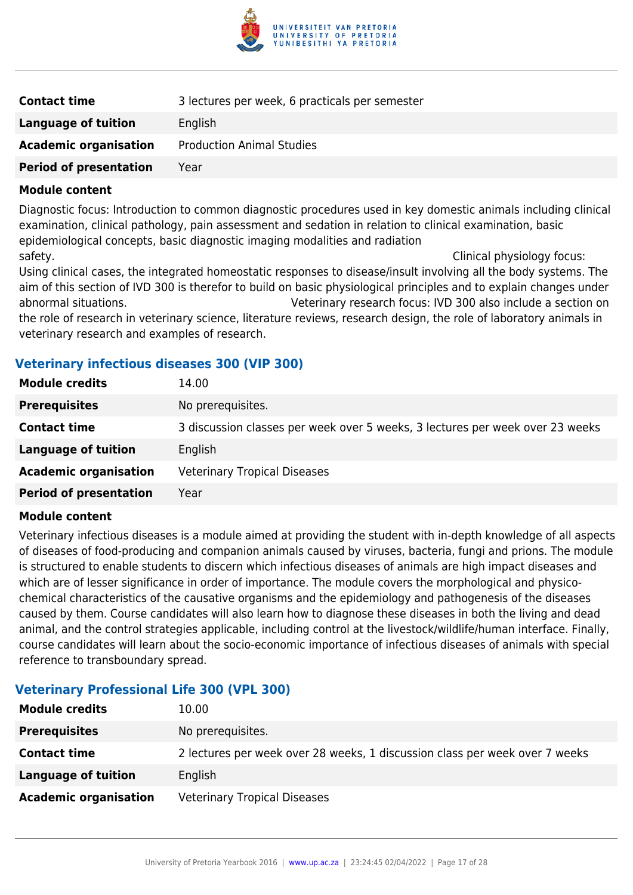| | |
|---|---|
| **Contact time** | 3 lectures per week, 6 practicals per semester |
| **Language of tuition** | English |
| **Academic organisation** | Production Animal Studies |
| **Period of presentation** | Year |

**Module content**

Diagnostic focus: Introduction to common diagnostic procedures used in key domestic animals including clinical examination, clinical pathology, pain assessment and sedation in relation to clinical examination, basic epidemiological concepts, basic diagnostic imaging modalities and radiation safety. Clinical physiology focus: Using clinical cases, the integrated homeostatic responses to disease/insult involving all the body systems. The aim of this section of IVD 300 is therefor to build on basic physiological principles and to explain changes under abnormal situations. Veterinary research focus: IVD 300 also include a section on the role of research in veterinary science, literature reviews, research design, the role of laboratory animals in veterinary research and examples of research.

### Veterinary infectious diseases 300 (VIP 300)

| | |
|---|---|
| **Module credits** | 14.00 |
| **Prerequisites** | No prerequisites. |
| **Contact time** | 3 discussion classes per week over 5 weeks, 3 lectures per week over 23 weeks |
| **Language of tuition** | English |
| **Academic organisation** | Veterinary Tropical Diseases |
| **Period of presentation** | Year |

**Module content**

Veterinary infectious diseases is a module aimed at providing the student with in-depth knowledge of all aspects of diseases of food-producing and companion animals caused by viruses, bacteria, fungi and prions. The module is structured to enable students to discern which infectious diseases of animals are high impact diseases and which are of lesser significance in order of importance. The module covers the morphological and physico-chemical characteristics of the causative organisms and the epidemiology and pathogenesis of the diseases caused by them. Course candidates will also learn how to diagnose these diseases in both the living and dead animal, and the control strategies applicable, including control at the livestock/wildlife/human interface. Finally, course candidates will learn about the socio-economic importance of infectious diseases of animals with special reference to transboundary spread.

### Veterinary Professional Life 300 (VPL 300)

| | |
|---|---|
| **Module credits** | 10.00 |
| **Prerequisites** | No prerequisites. |
| **Contact time** | 2 lectures per week over 28 weeks, 1 discussion class per week over 7 weeks |
| **Language of tuition** | English |
| **Academic organisation** | Veterinary Tropical Diseases |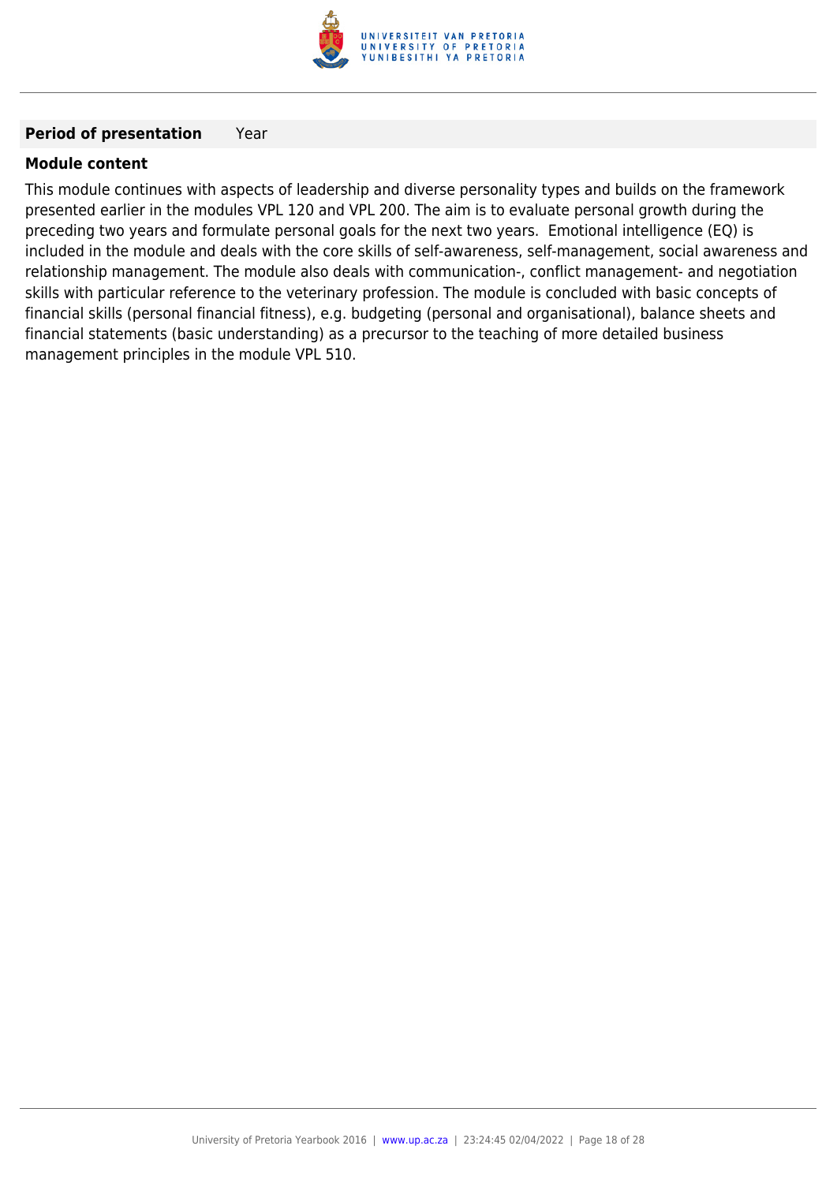**Period of presentation** Year

**Module content**

This module continues with aspects of leadership and diverse personality types and builds on the framework presented earlier in the modules VPL 120 and VPL 200. The aim is to evaluate personal growth during the preceding two years and formulate personal goals for the next two years. Emotional intelligence (EQ) is included in the module and deals with the core skills of self-awareness, self-management, social awareness and relationship management. The module also deals with communication-, conflict management- and negotiation skills with particular reference to the veterinary profession. The module is concluded with basic concepts of financial skills (personal financial fitness), e.g. budgeting (personal and organisational), balance sheets and financial statements (basic understanding) as a precursor to the teaching of more detailed business management principles in the module VPL 510.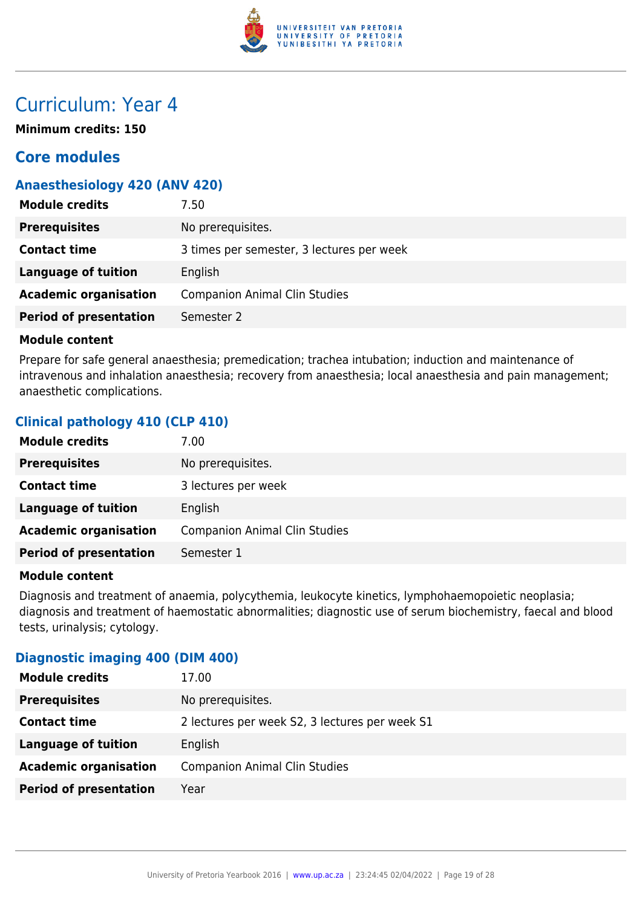# Curriculum: Year 4

**Minimum credits: 150**

## Core modules

### Anaesthesiology 420 (ANV 420)

| | |
|---|---|
| **Module credits** | 7.50 |
| **Prerequisites** | No prerequisites. |
| **Contact time** | 3 times per semester, 3 lectures per week |
| **Language of tuition** | English |
| **Academic organisation** | Companion Animal Clin Studies |
| **Period of presentation** | Semester 2 |

**Module content**

Prepare for safe general anaesthesia; premedication; trachea intubation; induction and maintenance of intravenous and inhalation anaesthesia; recovery from anaesthesia; local anaesthesia and pain management; anaesthetic complications.

### Clinical pathology 410 (CLP 410)

| | |
|---|---|
| **Module credits** | 7.00 |
| **Prerequisites** | No prerequisites. |
| **Contact time** | 3 lectures per week |
| **Language of tuition** | English |
| **Academic organisation** | Companion Animal Clin Studies |
| **Period of presentation** | Semester 1 |

**Module content**

Diagnosis and treatment of anaemia, polycythemia, leukocyte kinetics, lymphohaemopoietic neoplasia; diagnosis and treatment of haemostatic abnormalities; diagnostic use of serum biochemistry, faecal and blood tests, urinalysis; cytology.

### Diagnostic imaging 400 (DIM 400)

| | |
|---|---|
| **Module credits** | 17.00 |
| **Prerequisites** | No prerequisites. |
| **Contact time** | 2 lectures per week S2, 3 lectures per week S1 |
| **Language of tuition** | English |
| **Academic organisation** | Companion Animal Clin Studies |
| **Period of presentation** | Year |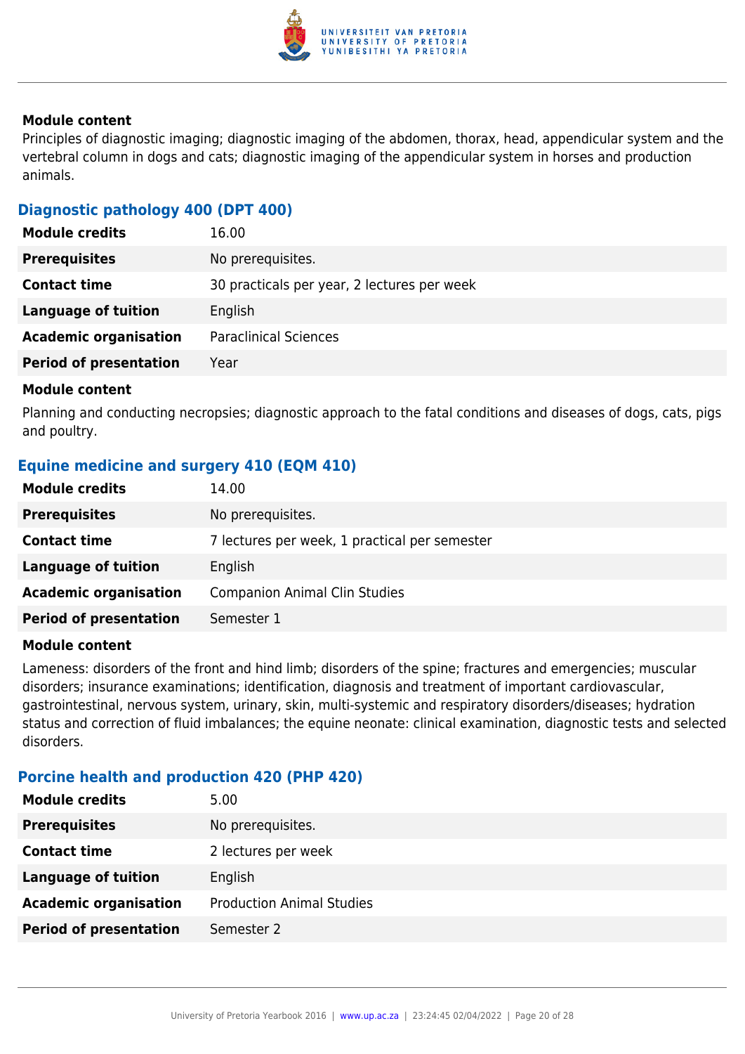**Module content**

Principles of diagnostic imaging; diagnostic imaging of the abdomen, thorax, head, appendicular system and the vertebral column in dogs and cats; diagnostic imaging of the appendicular system in horses and production animals.

### Diagnostic pathology 400 (DPT 400)

| | |
|---|---|
| **Module credits** | 16.00 |
| **Prerequisites** | No prerequisites. |
| **Contact time** | 30 practicals per year, 2 lectures per week |
| **Language of tuition** | English |
| **Academic organisation** | Paraclinical Sciences |
| **Period of presentation** | Year |

**Module content**

Planning and conducting necropsies; diagnostic approach to the fatal conditions and diseases of dogs, cats, pigs and poultry.

### Equine medicine and surgery 410 (EQM 410)

| | |
|---|---|
| **Module credits** | 14.00 |
| **Prerequisites** | No prerequisites. |
| **Contact time** | 7 lectures per week, 1 practical per semester |
| **Language of tuition** | English |
| **Academic organisation** | Companion Animal Clin Studies |
| **Period of presentation** | Semester 1 |

**Module content**

Lameness: disorders of the front and hind limb; disorders of the spine; fractures and emergencies; muscular disorders; insurance examinations; identification, diagnosis and treatment of important cardiovascular, gastrointestinal, nervous system, urinary, skin, multi-systemic and respiratory disorders/diseases; hydration status and correction of fluid imbalances; the equine neonate: clinical examination, diagnostic tests and selected disorders.

### Porcine health and production 420 (PHP 420)

| | |
|---|---|
| **Module credits** | 5.00 |
| **Prerequisites** | No prerequisites. |
| **Contact time** | 2 lectures per week |
| **Language of tuition** | English |
| **Academic organisation** | Production Animal Studies |
| **Period of presentation** | Semester 2 |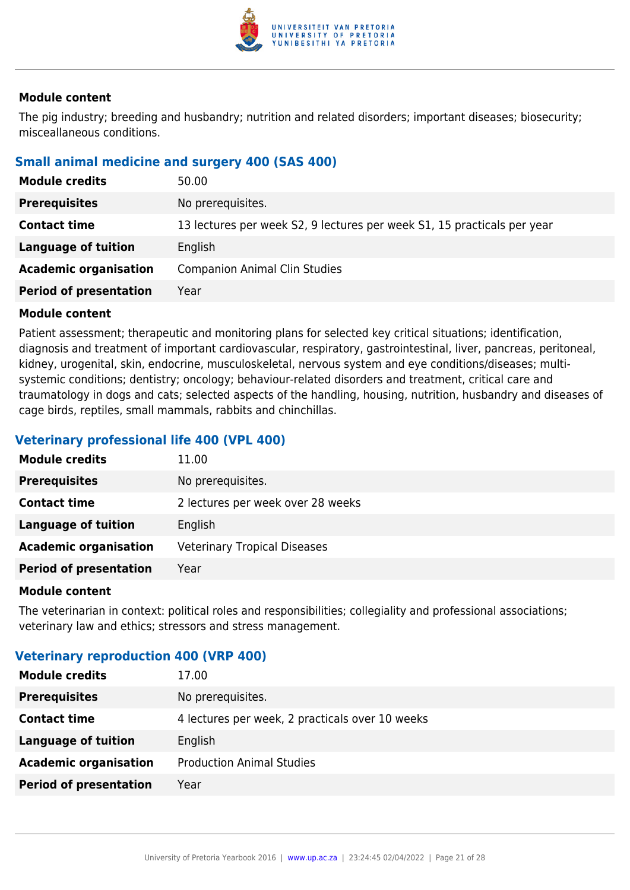**Module content**

The pig industry; breeding and husbandry; nutrition and related disorders; important diseases; biosecurity; misceallaneous conditions.

### Small animal medicine and surgery 400 (SAS 400)

| | |
|---|---|
| **Module credits** | 50.00 |
| **Prerequisites** | No prerequisites. |
| **Contact time** | 13 lectures per week S2, 9 lectures per week S1, 15 practicals per year |
| **Language of tuition** | English |
| **Academic organisation** | Companion Animal Clin Studies |
| **Period of presentation** | Year |

**Module content**

Patient assessment; therapeutic and monitoring plans for selected key critical situations; identification, diagnosis and treatment of important cardiovascular, respiratory, gastrointestinal, liver, pancreas, peritoneal, kidney, urogenital, skin, endocrine, musculoskeletal, nervous system and eye conditions/diseases; multi-systemic conditions; dentistry; oncology; behaviour-related disorders and treatment, critical care and traumatology in dogs and cats; selected aspects of the handling, housing, nutrition, husbandry and diseases of cage birds, reptiles, small mammals, rabbits and chinchillas.

### Veterinary professional life 400 (VPL 400)

| | |
|---|---|
| **Module credits** | 11.00 |
| **Prerequisites** | No prerequisites. |
| **Contact time** | 2 lectures per week over 28 weeks |
| **Language of tuition** | English |
| **Academic organisation** | Veterinary Tropical Diseases |
| **Period of presentation** | Year |

**Module content**

The veterinarian in context: political roles and responsibilities; collegiality and professional associations; veterinary law and ethics; stressors and stress management.

### Veterinary reproduction 400 (VRP 400)

| | |
|---|---|
| **Module credits** | 17.00 |
| **Prerequisites** | No prerequisites. |
| **Contact time** | 4 lectures per week, 2 practicals over 10 weeks |
| **Language of tuition** | English |
| **Academic organisation** | Production Animal Studies |
| **Period of presentation** | Year |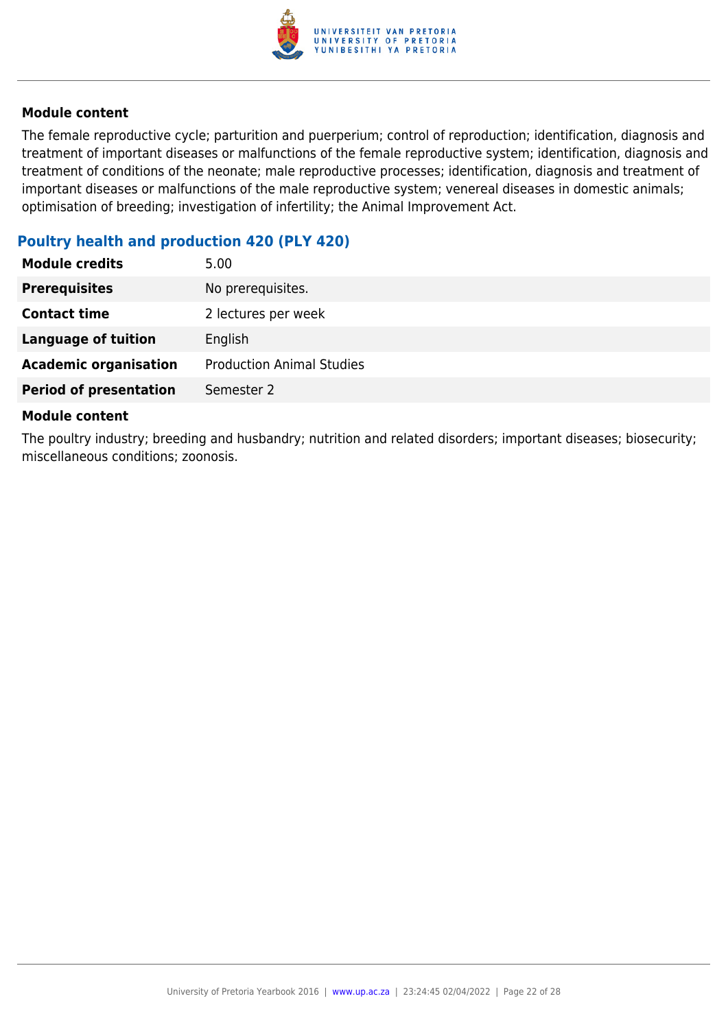#### Module content

The female reproductive cycle; parturition and puerperium; control of reproduction; identification, diagnosis and treatment of important diseases or malfunctions of the female reproductive system; identification, diagnosis and treatment of conditions of the neonate; male reproductive processes; identification, diagnosis and treatment of important diseases or malfunctions of the male reproductive system; venereal diseases in domestic animals; optimisation of breeding; investigation of infertility; the Animal Improvement Act.

### Poultry health and production 420 (PLY 420)

| | |
|---|---|
| **Module credits** | 5.00 |
| **Prerequisites** | No prerequisites. |
| **Contact time** | 2 lectures per week |
| **Language of tuition** | English |
| **Academic organisation** | Production Animal Studies |
| **Period of presentation** | Semester 2 |

#### Module content

The poultry industry; breeding and husbandry; nutrition and related disorders; important diseases; biosecurity; miscellaneous conditions; zoonosis.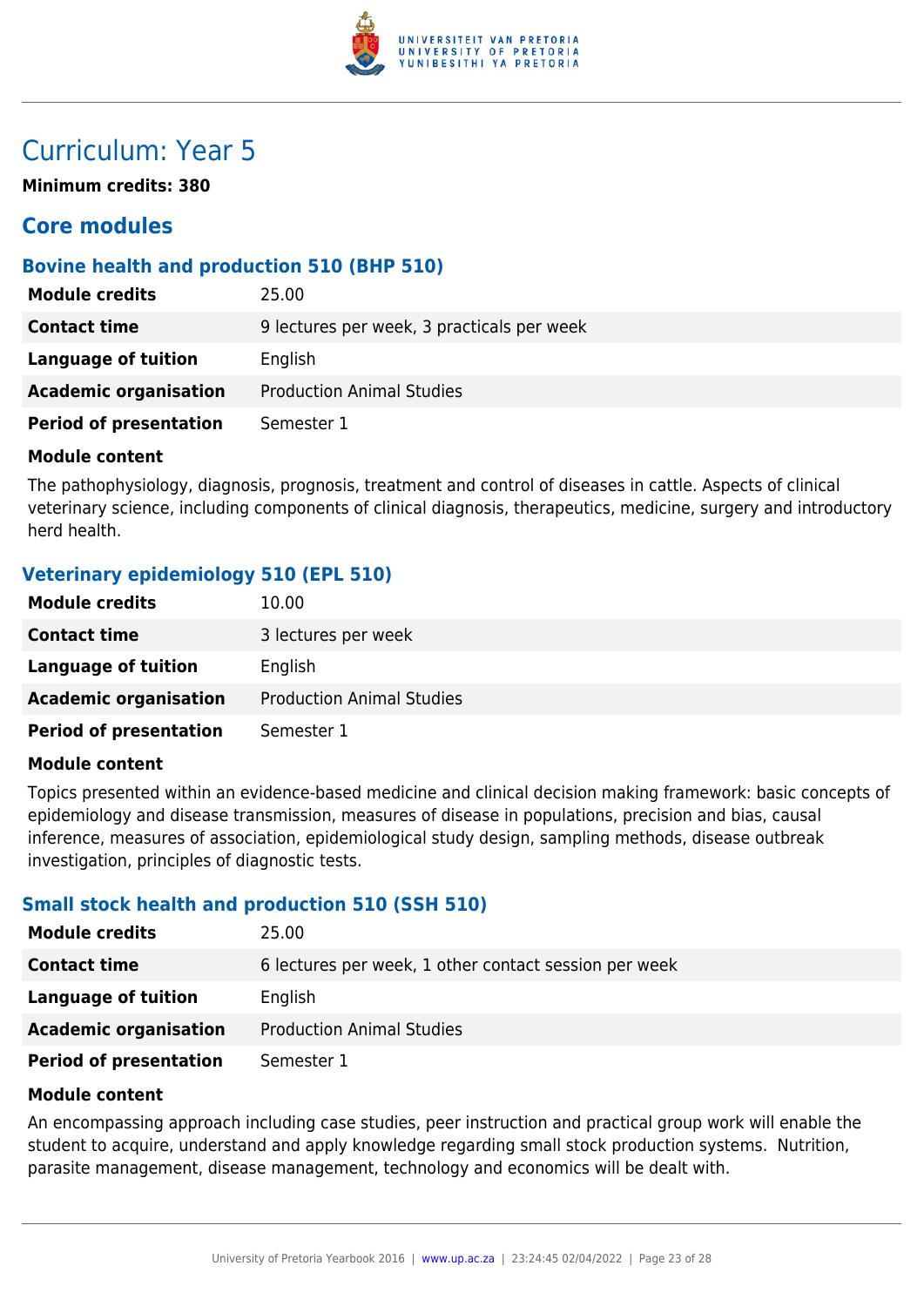# Curriculum: Year 5

**Minimum credits: 380**

## Core modules

### Bovine health and production 510 (BHP 510)

| | |
|---|---|
| **Module credits** | 25.00 |
| **Contact time** | 9 lectures per week, 3 practicals per week |
| **Language of tuition** | English |
| **Academic organisation** | Production Animal Studies |
| **Period of presentation** | Semester 1 |

**Module content**

The pathophysiology, diagnosis, prognosis, treatment and control of diseases in cattle. Aspects of clinical veterinary science, including components of clinical diagnosis, therapeutics, medicine, surgery and introductory herd health.

### Veterinary epidemiology 510 (EPL 510)

| | |
|---|---|
| **Module credits** | 10.00 |
| **Contact time** | 3 lectures per week |
| **Language of tuition** | English |
| **Academic organisation** | Production Animal Studies |
| **Period of presentation** | Semester 1 |

**Module content**

Topics presented within an evidence-based medicine and clinical decision making framework: basic concepts of epidemiology and disease transmission, measures of disease in populations, precision and bias, causal inference, measures of association, epidemiological study design, sampling methods, disease outbreak investigation, principles of diagnostic tests.

### Small stock health and production 510 (SSH 510)

| | |
|---|---|
| **Module credits** | 25.00 |
| **Contact time** | 6 lectures per week, 1 other contact session per week |
| **Language of tuition** | English |
| **Academic organisation** | Production Animal Studies |
| **Period of presentation** | Semester 1 |

**Module content**

An encompassing approach including case studies, peer instruction and practical group work will enable the student to acquire, understand and apply knowledge regarding small stock production systems. Nutrition, parasite management, disease management, technology and economics will be dealt with.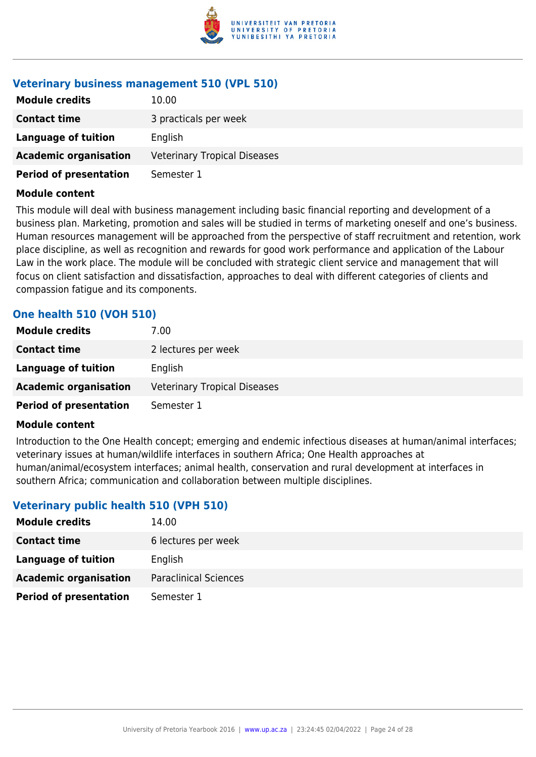### Veterinary business management 510 (VPL 510)

| | |
|---|---|
| **Module credits** | 10.00 |
| **Contact time** | 3 practicals per week |
| **Language of tuition** | English |
| **Academic organisation** | Veterinary Tropical Diseases |
| **Period of presentation** | Semester 1 |

**Module content**

This module will deal with business management including basic financial reporting and development of a business plan. Marketing, promotion and sales will be studied in terms of marketing oneself and one's business. Human resources management will be approached from the perspective of staff recruitment and retention, work place discipline, as well as recognition and rewards for good work performance and application of the Labour Law in the work place. The module will be concluded with strategic client service and management that will focus on client satisfaction and dissatisfaction, approaches to deal with different categories of clients and compassion fatigue and its components.

### One health 510 (VOH 510)

| | |
|---|---|
| **Module credits** | 7.00 |
| **Contact time** | 2 lectures per week |
| **Language of tuition** | English |
| **Academic organisation** | Veterinary Tropical Diseases |
| **Period of presentation** | Semester 1 |

**Module content**

Introduction to the One Health concept; emerging and endemic infectious diseases at human/animal interfaces; veterinary issues at human/wildlife interfaces in southern Africa; One Health approaches at human/animal/ecosystem interfaces; animal health, conservation and rural development at interfaces in southern Africa; communication and collaboration between multiple disciplines.

### Veterinary public health 510 (VPH 510)

| | |
|---|---|
| **Module credits** | 14.00 |
| **Contact time** | 6 lectures per week |
| **Language of tuition** | English |
| **Academic organisation** | Paraclinical Sciences |
| **Period of presentation** | Semester 1 |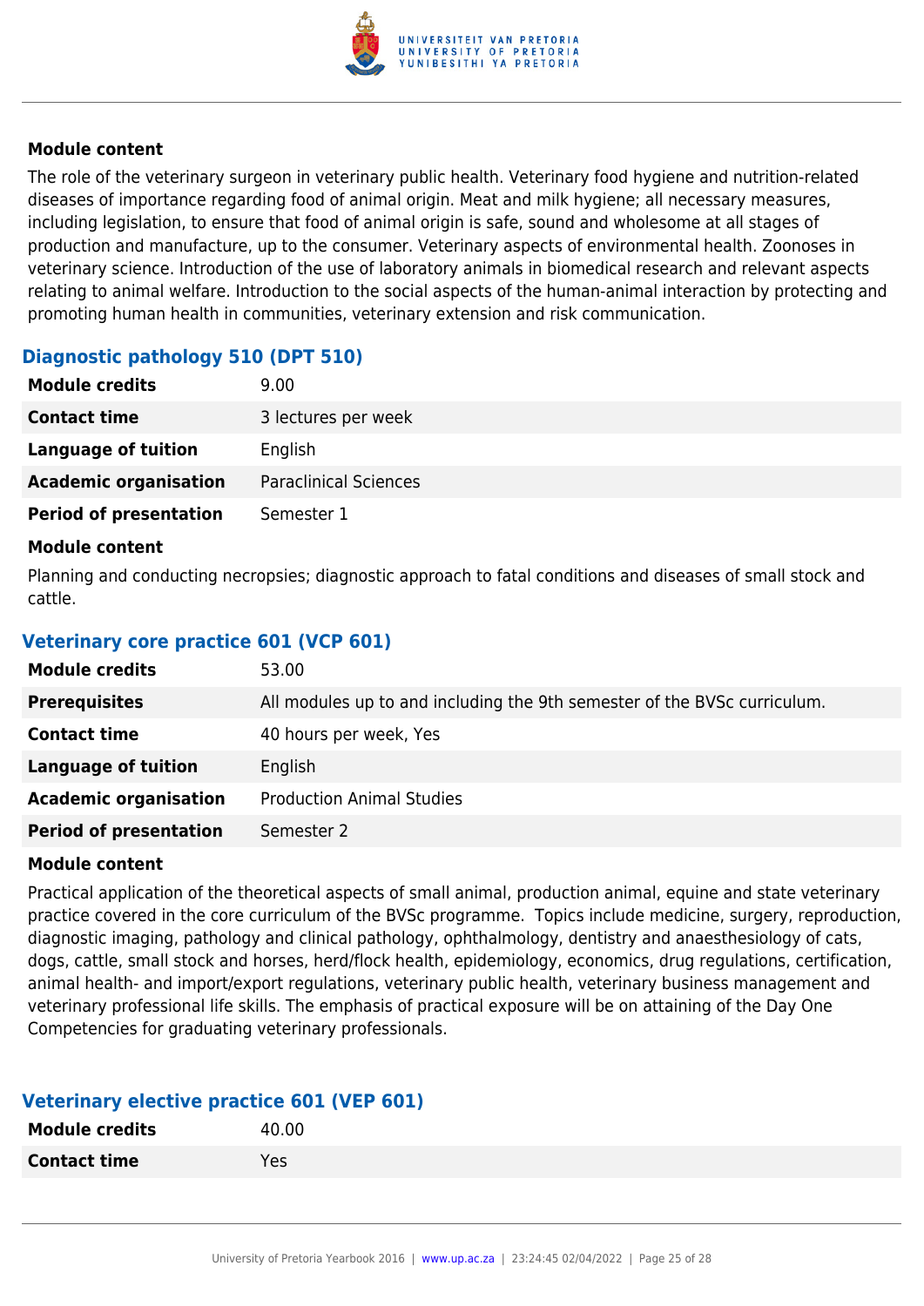**Module content**

The role of the veterinary surgeon in veterinary public health. Veterinary food hygiene and nutrition-related diseases of importance regarding food of animal origin. Meat and milk hygiene; all necessary measures, including legislation, to ensure that food of animal origin is safe, sound and wholesome at all stages of production and manufacture, up to the consumer. Veterinary aspects of environmental health. Zoonoses in veterinary science. Introduction of the use of laboratory animals in biomedical research and relevant aspects relating to animal welfare. Introduction to the social aspects of the human-animal interaction by protecting and promoting human health in communities, veterinary extension and risk communication.

### Diagnostic pathology 510 (DPT 510)

| | |
|---|---|
| **Module credits** | 9.00 |
| **Contact time** | 3 lectures per week |
| **Language of tuition** | English |
| **Academic organisation** | Paraclinical Sciences |
| **Period of presentation** | Semester 1 |

**Module content**

Planning and conducting necropsies; diagnostic approach to fatal conditions and diseases of small stock and cattle.

### Veterinary core practice 601 (VCP 601)

| | |
|---|---|
| **Module credits** | 53.00 |
| **Prerequisites** | All modules up to and including the 9th semester of the BVSc curriculum. |
| **Contact time** | 40 hours per week, Yes |
| **Language of tuition** | English |
| **Academic organisation** | Production Animal Studies |
| **Period of presentation** | Semester 2 |

**Module content**

Practical application of the theoretical aspects of small animal, production animal, equine and state veterinary practice covered in the core curriculum of the BVSc programme. Topics include medicine, surgery, reproduction, diagnostic imaging, pathology and clinical pathology, ophthalmology, dentistry and anaesthesiology of cats, dogs, cattle, small stock and horses, herd/flock health, epidemiology, economics, drug regulations, certification, animal health- and import/export regulations, veterinary public health, veterinary business management and veterinary professional life skills. The emphasis of practical exposure will be on attaining of the Day One Competencies for graduating veterinary professionals.

### Veterinary elective practice 601 (VEP 601)

| | |
|---|---|
| **Module credits** | 40.00 |
| **Contact time** | Yes |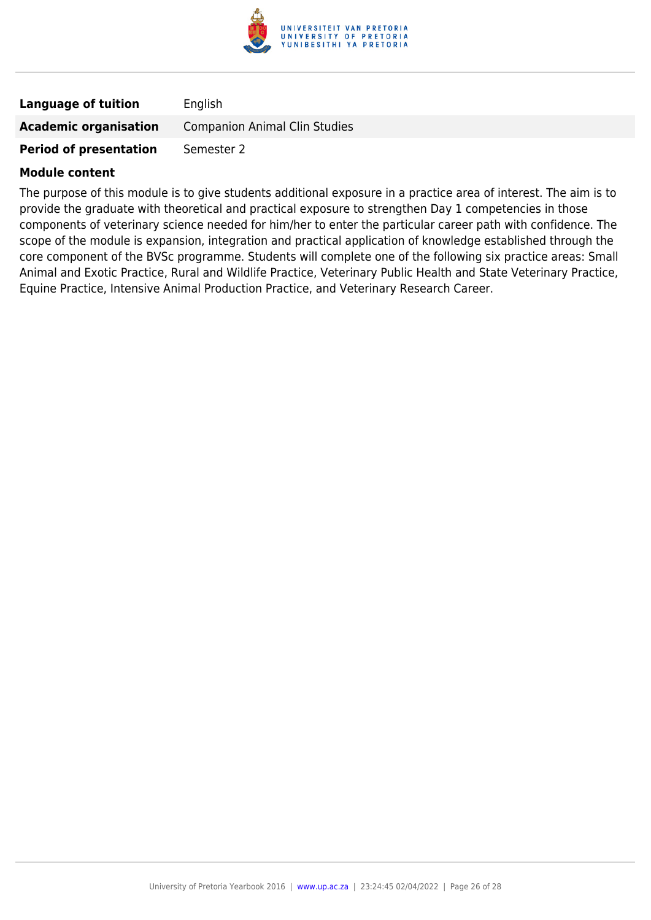| | |
|---|---|
| **Language of tuition** | English |
| **Academic organisation** | Companion Animal Clin Studies |
| **Period of presentation** | Semester 2 |

**Module content**

The purpose of this module is to give students additional exposure in a practice area of interest. The aim is to provide the graduate with theoretical and practical exposure to strengthen Day 1 competencies in those components of veterinary science needed for him/her to enter the particular career path with confidence. The scope of the module is expansion, integration and practical application of knowledge established through the core component of the BVSc programme. Students will complete one of the following six practice areas: Small Animal and Exotic Practice, Rural and Wildlife Practice, Veterinary Public Health and State Veterinary Practice, Equine Practice, Intensive Animal Production Practice, and Veterinary Research Career.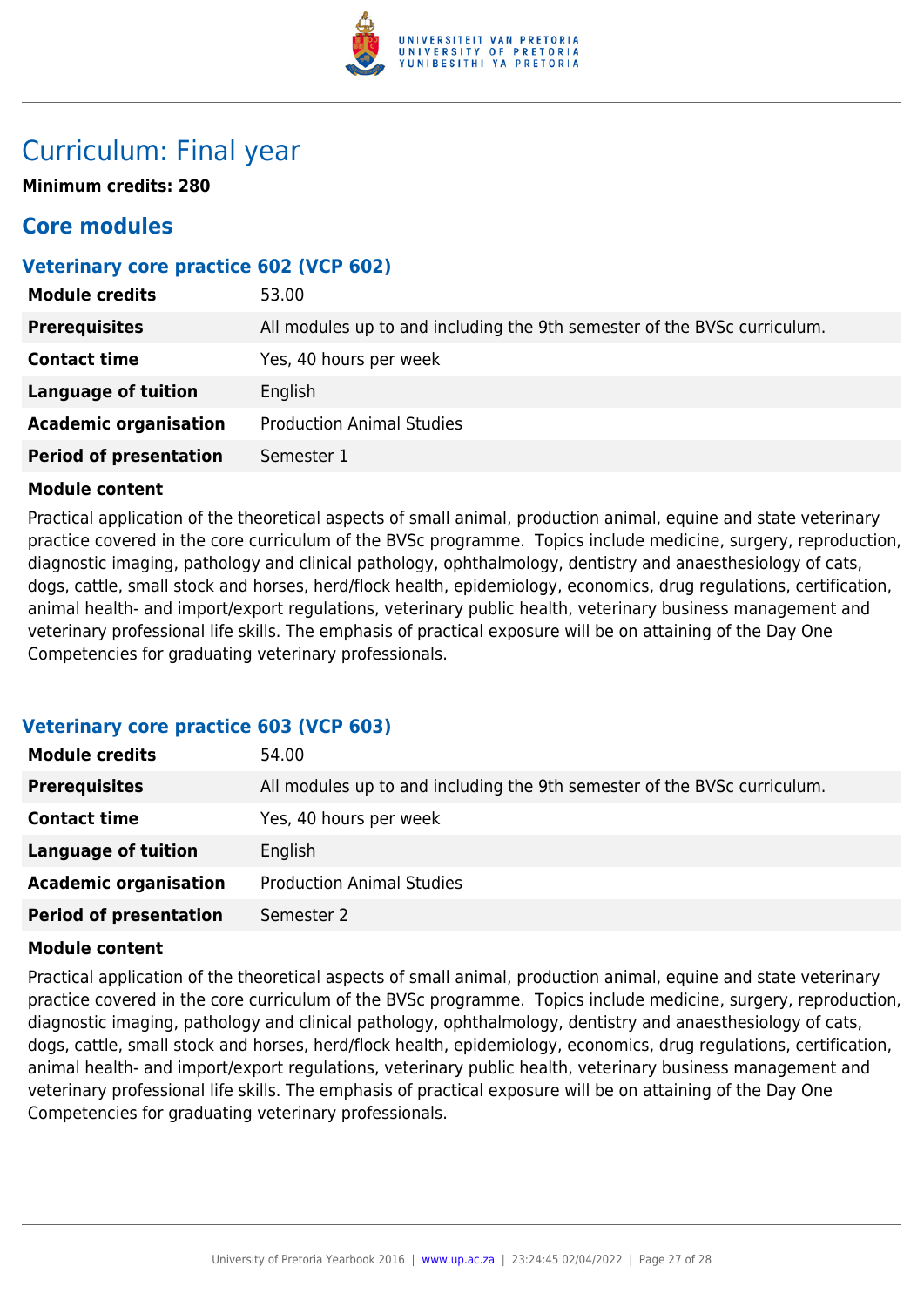# Curriculum: Final year

**Minimum credits: 280**

## Core modules

### Veterinary core practice 602 (VCP 602)

| | |
|---|---|
| **Module credits** | 53.00 |
| **Prerequisites** | All modules up to and including the 9th semester of the BVSc curriculum. |
| **Contact time** | Yes, 40 hours per week |
| **Language of tuition** | English |
| **Academic organisation** | Production Animal Studies |
| **Period of presentation** | Semester 1 |

**Module content**

Practical application of the theoretical aspects of small animal, production animal, equine and state veterinary practice covered in the core curriculum of the BVSc programme. Topics include medicine, surgery, reproduction, diagnostic imaging, pathology and clinical pathology, ophthalmology, dentistry and anaesthesiology of cats, dogs, cattle, small stock and horses, herd/flock health, epidemiology, economics, drug regulations, certification, animal health- and import/export regulations, veterinary public health, veterinary business management and veterinary professional life skills. The emphasis of practical exposure will be on attaining of the Day One Competencies for graduating veterinary professionals.

### Veterinary core practice 603 (VCP 603)

| | |
|---|---|
| **Module credits** | 54.00 |
| **Prerequisites** | All modules up to and including the 9th semester of the BVSc curriculum. |
| **Contact time** | Yes, 40 hours per week |
| **Language of tuition** | English |
| **Academic organisation** | Production Animal Studies |
| **Period of presentation** | Semester 2 |

**Module content**

Practical application of the theoretical aspects of small animal, production animal, equine and state veterinary practice covered in the core curriculum of the BVSc programme. Topics include medicine, surgery, reproduction, diagnostic imaging, pathology and clinical pathology, ophthalmology, dentistry and anaesthesiology of cats, dogs, cattle, small stock and horses, herd/flock health, epidemiology, economics, drug regulations, certification, animal health- and import/export regulations, veterinary public health, veterinary business management and veterinary professional life skills. The emphasis of practical exposure will be on attaining of the Day One Competencies for graduating veterinary professionals.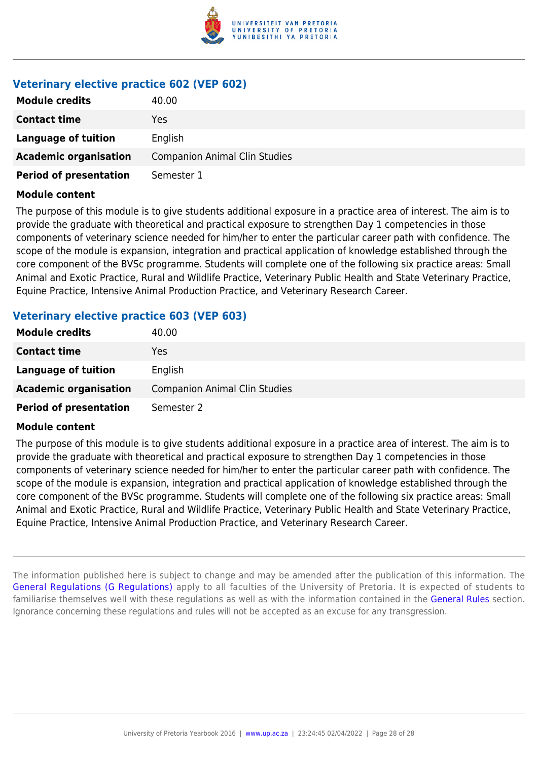### Veterinary elective practice 602 (VEP 602)

| | |
|---|---|
| **Module credits** | 40.00 |
| **Contact time** | Yes |
| **Language of tuition** | English |
| **Academic organisation** | Companion Animal Clin Studies |
| **Period of presentation** | Semester 1 |

**Module content**

The purpose of this module is to give students additional exposure in a practice area of interest. The aim is to provide the graduate with theoretical and practical exposure to strengthen Day 1 competencies in those components of veterinary science needed for him/her to enter the particular career path with confidence. The scope of the module is expansion, integration and practical application of knowledge established through the core component of the BVSc programme. Students will complete one of the following six practice areas: Small Animal and Exotic Practice, Rural and Wildlife Practice, Veterinary Public Health and State Veterinary Practice, Equine Practice, Intensive Animal Production Practice, and Veterinary Research Career.

### Veterinary elective practice 603 (VEP 603)

| | |
|---|---|
| **Module credits** | 40.00 |
| **Contact time** | Yes |
| **Language of tuition** | English |
| **Academic organisation** | Companion Animal Clin Studies |
| **Period of presentation** | Semester 2 |

**Module content**

The purpose of this module is to give students additional exposure in a practice area of interest. The aim is to provide the graduate with theoretical and practical exposure to strengthen Day 1 competencies in those components of veterinary science needed for him/her to enter the particular career path with confidence. The scope of the module is expansion, integration and practical application of knowledge established through the core component of the BVSc programme. Students will complete one of the following six practice areas: Small Animal and Exotic Practice, Rural and Wildlife Practice, Veterinary Public Health and State Veterinary Practice, Equine Practice, Intensive Animal Production Practice, and Veterinary Research Career.

The information published here is subject to change and may be amended after the publication of this information. The General Regulations (G Regulations) apply to all faculties of the University of Pretoria. It is expected of students to familiarise themselves well with these regulations as well as with the information contained in the General Rules section. Ignorance concerning these regulations and rules will not be accepted as an excuse for any transgression.